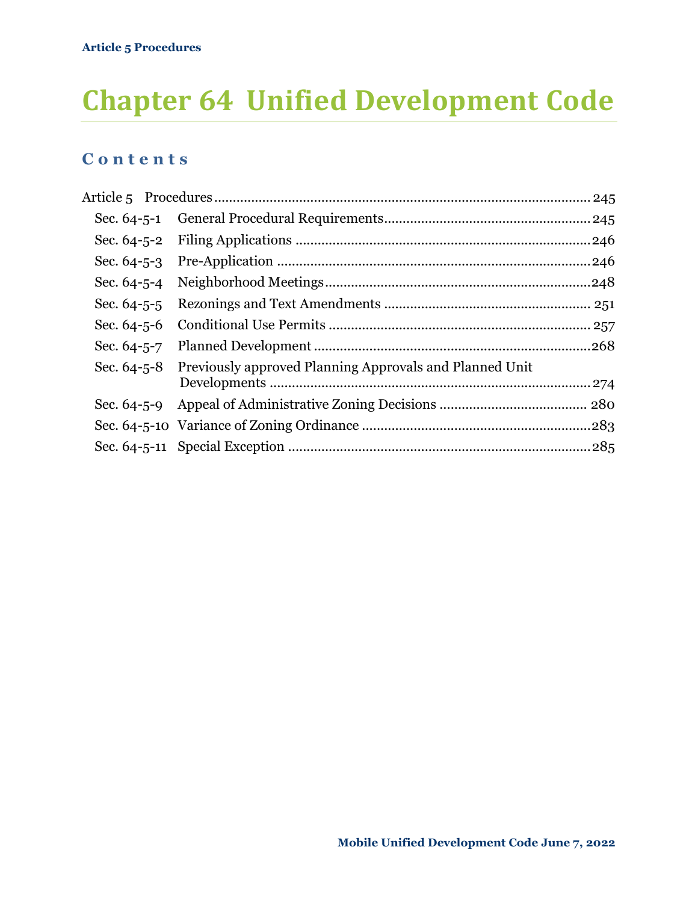# Chapter 64 Unified Development Code

## Contents

Article 5 Procedures .......... 245

- Sec. 64-5-1 General Procedural Requirements .......... 245
- Sec. 64-5-2 Filing Applications .......... 246
- Sec. 64-5-3 Pre-Application .......... 246
- Sec. 64-5-4 Neighborhood Meetings .......... 248
- Sec. 64-5-5 Rezonings and Text Amendments .......... 251
- Sec. 64-5-6 Conditional Use Permits .......... 257
- Sec. 64-5-7 Planned Development .......... 268
- Sec. 64-5-8 Previously approved Planning Approvals and Planned Unit Developments .......... 274
- Sec. 64-5-9 Appeal of Administrative Zoning Decisions .......... 280
- Sec. 64-5-10 Variance of Zoning Ordinance .......... 283
- Sec. 64-5-11 Special Exception .......... 285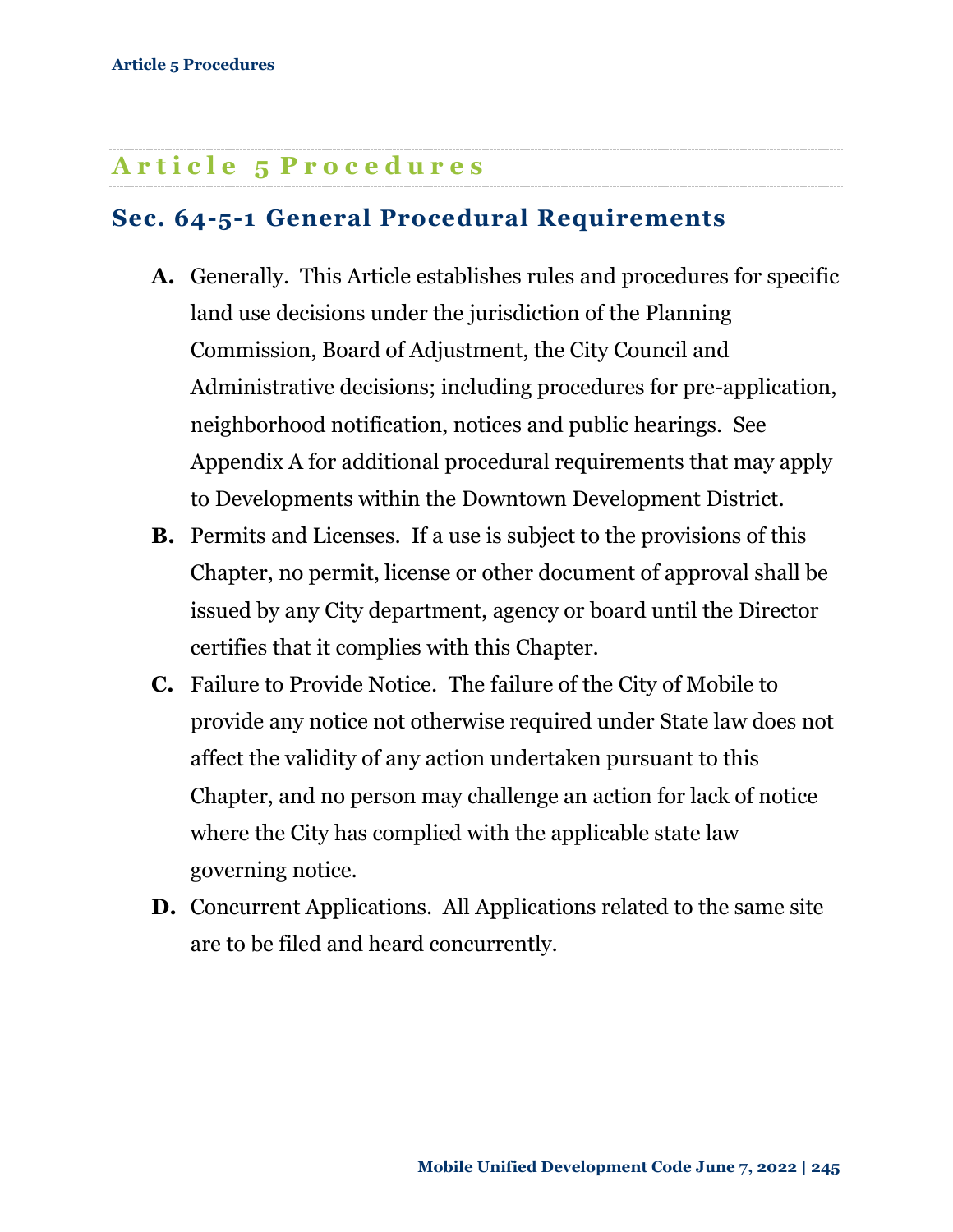# Article 5 Procedures

## Sec. 64-5-1 General Procedural Requirements

**A.** Generally. This Article establishes rules and procedures for specific land use decisions under the jurisdiction of the Planning Commission, Board of Adjustment, the City Council and Administrative decisions; including procedures for pre-application, neighborhood notification, notices and public hearings. See Appendix A for additional procedural requirements that may apply to Developments within the Downtown Development District.

**B.** Permits and Licenses. If a use is subject to the provisions of this Chapter, no permit, license or other document of approval shall be issued by any City department, agency or board until the Director certifies that it complies with this Chapter.

**C.** Failure to Provide Notice. The failure of the City of Mobile to provide any notice not otherwise required under State law does not affect the validity of any action undertaken pursuant to this Chapter, and no person may challenge an action for lack of notice where the City has complied with the applicable state law governing notice.

**D.** Concurrent Applications. All Applications related to the same site are to be filed and heard concurrently.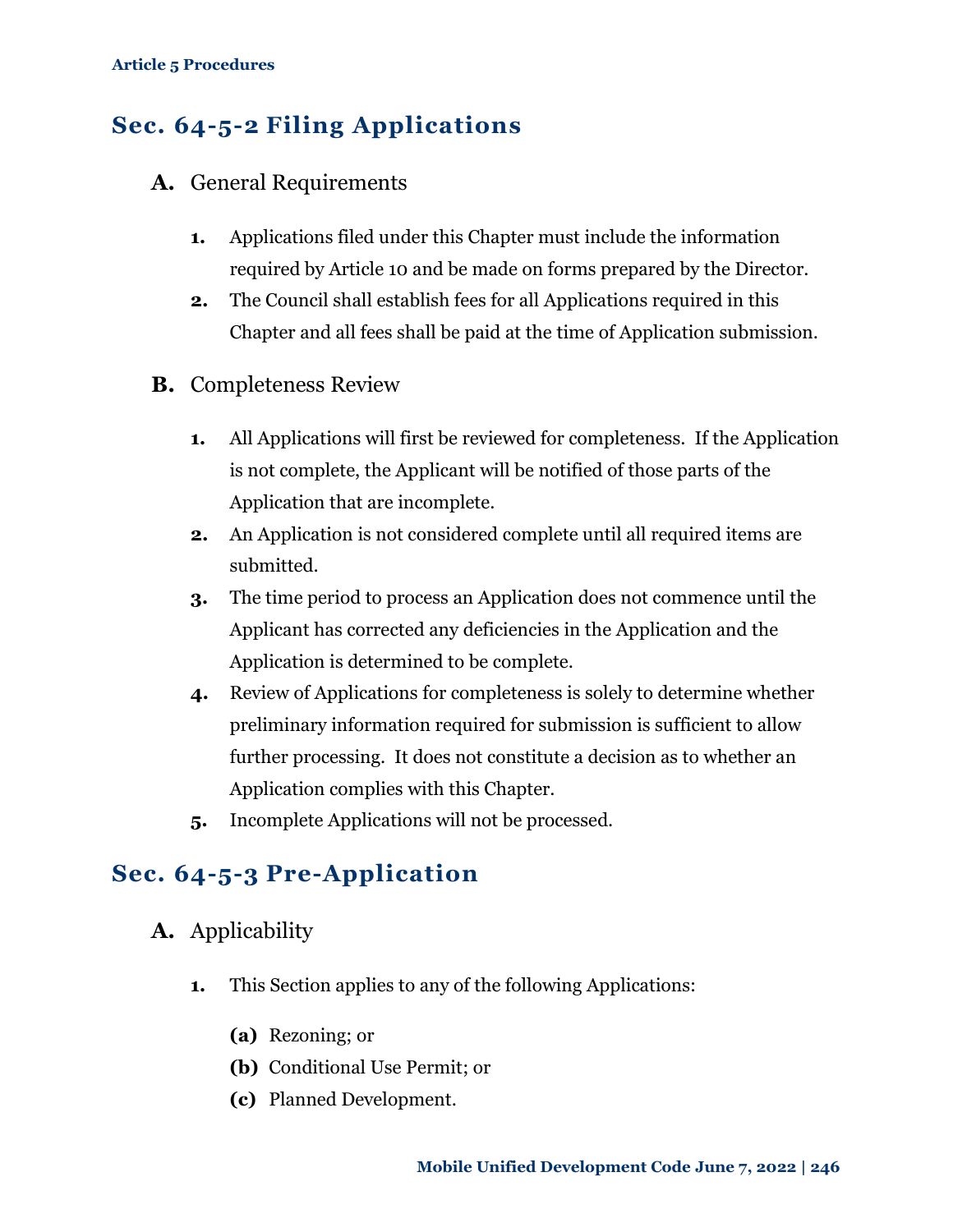## Sec. 64-5-2 Filing Applications

### A. General Requirements

1. Applications filed under this Chapter must include the information required by Article 10 and be made on forms prepared by the Director.
2. The Council shall establish fees for all Applications required in this Chapter and all fees shall be paid at the time of Application submission.

### B. Completeness Review

1. All Applications will first be reviewed for completeness. If the Application is not complete, the Applicant will be notified of those parts of the Application that are incomplete.
2. An Application is not considered complete until all required items are submitted.
3. The time period to process an Application does not commence until the Applicant has corrected any deficiencies in the Application and the Application is determined to be complete.
4. Review of Applications for completeness is solely to determine whether preliminary information required for submission is sufficient to allow further processing. It does not constitute a decision as to whether an Application complies with this Chapter.
5. Incomplete Applications will not be processed.

## Sec. 64-5-3 Pre-Application

### A. Applicability

1. This Section applies to any of the following Applications:
   - **(a)** Rezoning; or
   - **(b)** Conditional Use Permit; or
   - **(c)** Planned Development.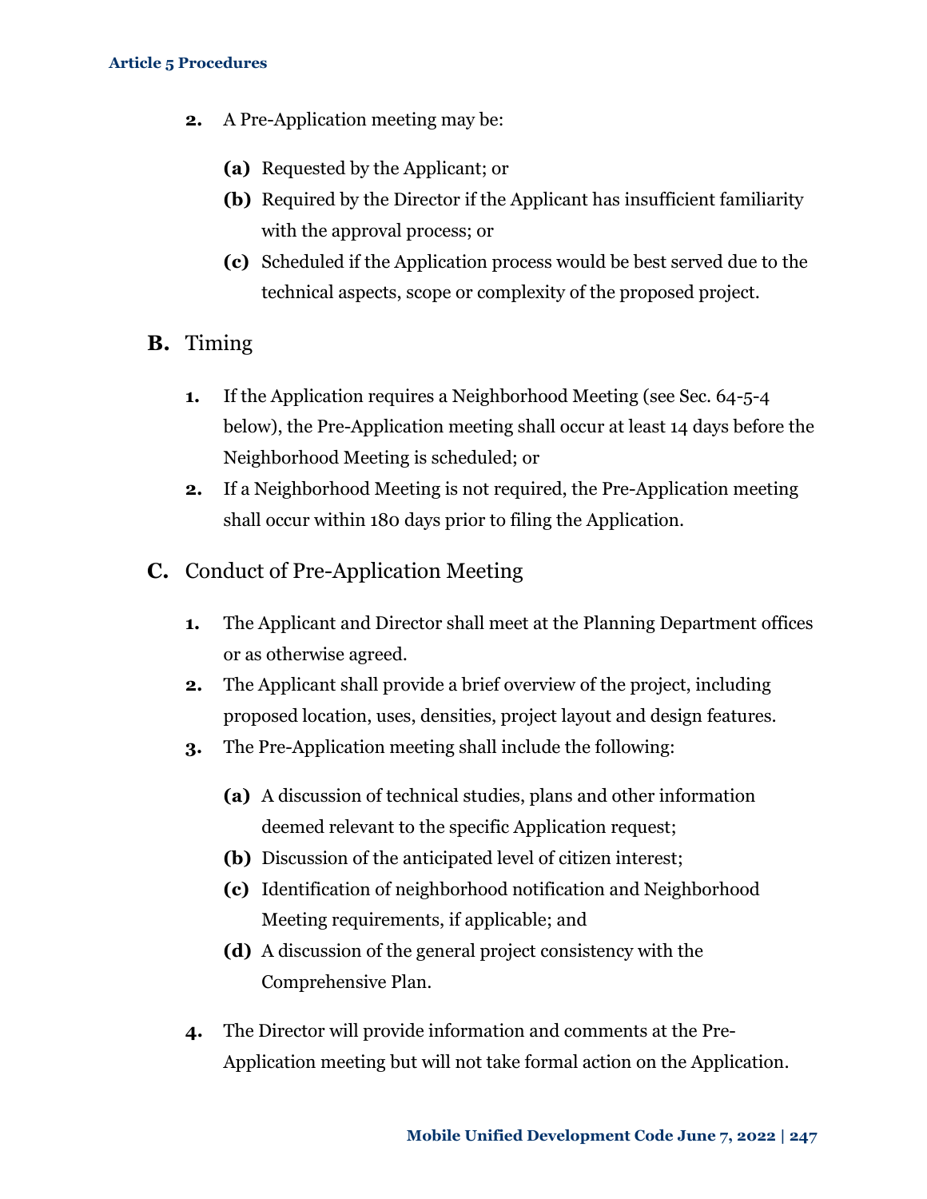2. A Pre-Application meeting may be:

   **(a)** Requested by the Applicant; or

   **(b)** Required by the Director if the Applicant has insufficient familiarity with the approval process; or

   **(c)** Scheduled if the Application process would be best served due to the technical aspects, scope or complexity of the proposed project.

## B. Timing

1. If the Application requires a Neighborhood Meeting (see Sec. 64-5-4 below), the Pre-Application meeting shall occur at least 14 days before the Neighborhood Meeting is scheduled; or
2. If a Neighborhood Meeting is not required, the Pre-Application meeting shall occur within 180 days prior to filing the Application.

## C. Conduct of Pre-Application Meeting

1. The Applicant and Director shall meet at the Planning Department offices or as otherwise agreed.
2. The Applicant shall provide a brief overview of the project, including proposed location, uses, densities, project layout and design features.
3. The Pre-Application meeting shall include the following:

   **(a)** A discussion of technical studies, plans and other information deemed relevant to the specific Application request;

   **(b)** Discussion of the anticipated level of citizen interest;

   **(c)** Identification of neighborhood notification and Neighborhood Meeting requirements, if applicable; and

   **(d)** A discussion of the general project consistency with the Comprehensive Plan.

4. The Director will provide information and comments at the Pre-Application meeting but will not take formal action on the Application.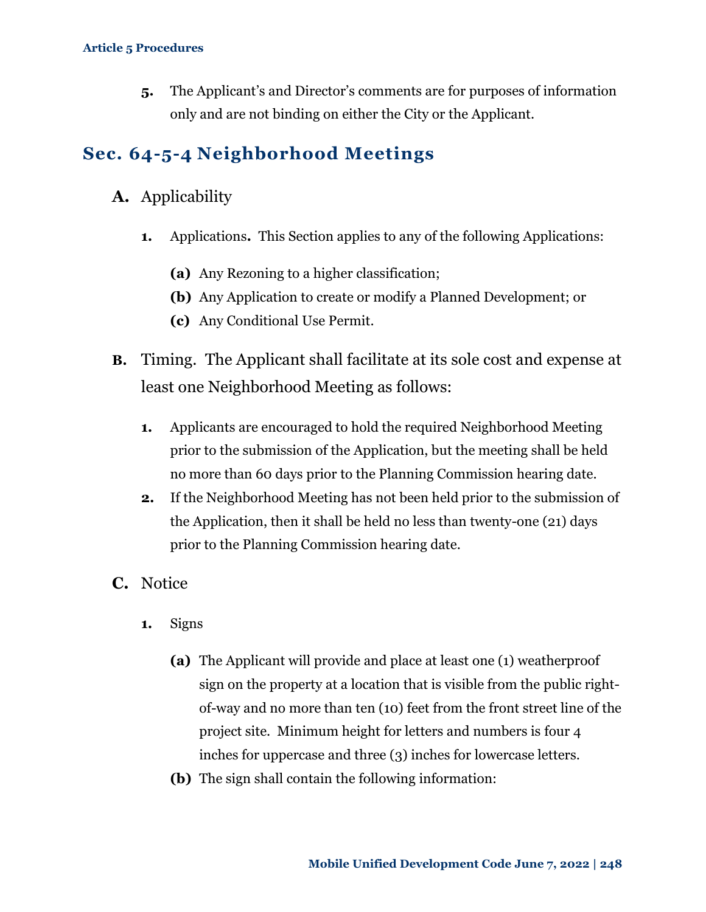5. The Applicant's and Director's comments are for purposes of information only and are not binding on either the City or the Applicant.

## Sec. 64-5-4 Neighborhood Meetings

### A. Applicability

1. Applications**.** This Section applies to any of the following Applications:

   **(a)** Any Rezoning to a higher classification;

   **(b)** Any Application to create or modify a Planned Development; or

   **(c)** Any Conditional Use Permit.

### B. Timing. The Applicant shall facilitate at its sole cost and expense at least one Neighborhood Meeting as follows:

1. Applicants are encouraged to hold the required Neighborhood Meeting prior to the submission of the Application, but the meeting shall be held no more than 60 days prior to the Planning Commission hearing date.
2. If the Neighborhood Meeting has not been held prior to the submission of the Application, then it shall be held no less than twenty-one (21) days prior to the Planning Commission hearing date.

### C. Notice

1. Signs

   **(a)** The Applicant will provide and place at least one (1) weatherproof sign on the property at a location that is visible from the public right-of-way and no more than ten (10) feet from the front street line of the project site. Minimum height for letters and numbers is four 4 inches for uppercase and three (3) inches for lowercase letters.

   **(b)** The sign shall contain the following information: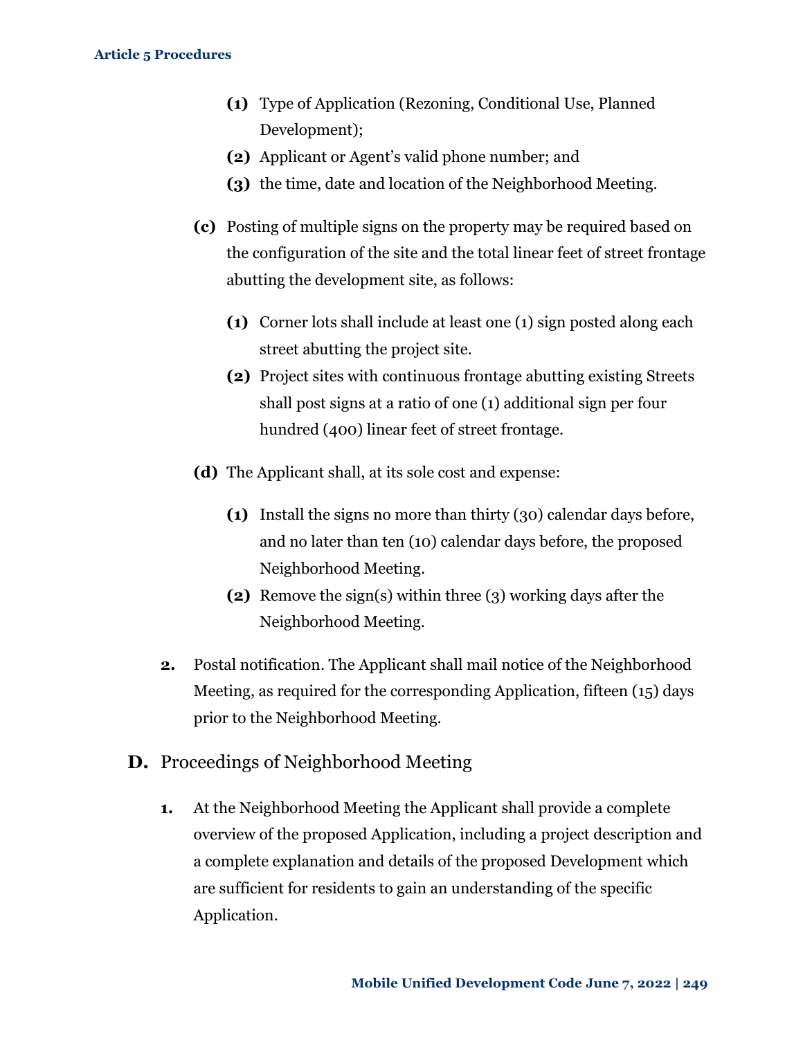**(1)** Type of Application (Rezoning, Conditional Use, Planned Development);

**(2)** Applicant or Agent's valid phone number; and

**(3)** the time, date and location of the Neighborhood Meeting.

**(c)** Posting of multiple signs on the property may be required based on the configuration of the site and the total linear feet of street frontage abutting the development site, as follows:

**(1)** Corner lots shall include at least one (1) sign posted along each street abutting the project site.

**(2)** Project sites with continuous frontage abutting existing Streets shall post signs at a ratio of one (1) additional sign per four hundred (400) linear feet of street frontage.

**(d)** The Applicant shall, at its sole cost and expense:

**(1)** Install the signs no more than thirty (30) calendar days before, and no later than ten (10) calendar days before, the proposed Neighborhood Meeting.

**(2)** Remove the sign(s) within three (3) working days after the Neighborhood Meeting.

**2.** Postal notification. The Applicant shall mail notice of the Neighborhood Meeting, as required for the corresponding Application, fifteen (15) days prior to the Neighborhood Meeting.

## D. Proceedings of Neighborhood Meeting

**1.** At the Neighborhood Meeting the Applicant shall provide a complete overview of the proposed Application, including a project description and a complete explanation and details of the proposed Development which are sufficient for residents to gain an understanding of the specific Application.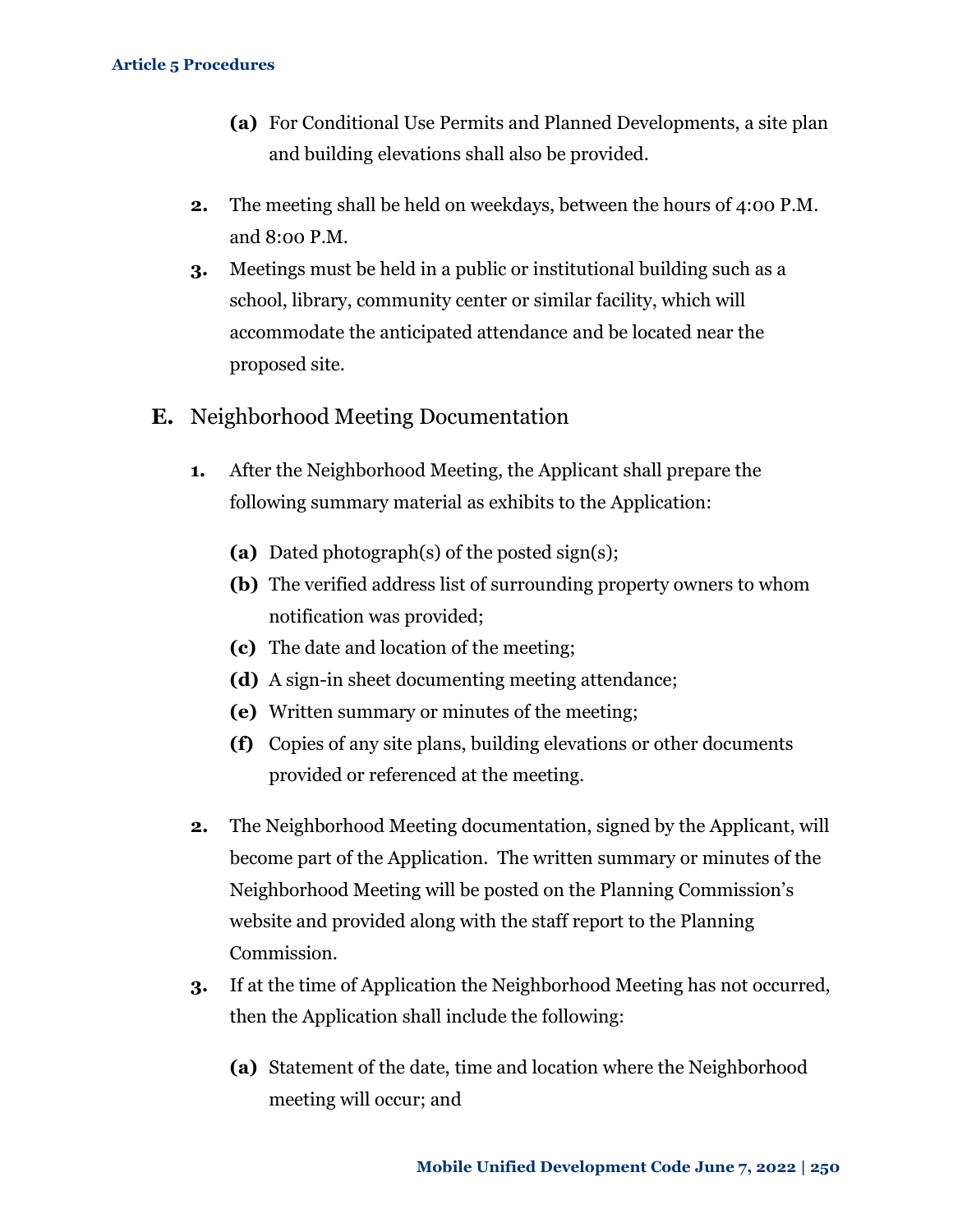- **(a)** For Conditional Use Permits and Planned Developments, a site plan and building elevations shall also be provided.

2. The meeting shall be held on weekdays, between the hours of 4:00 P.M. and 8:00 P.M.
3. Meetings must be held in a public or institutional building such as a school, library, community center or similar facility, which will accommodate the anticipated attendance and be located near the proposed site.

## E. Neighborhood Meeting Documentation

1. After the Neighborhood Meeting, the Applicant shall prepare the following summary material as exhibits to the Application:
   - **(a)** Dated photograph(s) of the posted sign(s);
   - **(b)** The verified address list of surrounding property owners to whom notification was provided;
   - **(c)** The date and location of the meeting;
   - **(d)** A sign-in sheet documenting meeting attendance;
   - **(e)** Written summary or minutes of the meeting;
   - **(f)** Copies of any site plans, building elevations or other documents provided or referenced at the meeting.
2. The Neighborhood Meeting documentation, signed by the Applicant, will become part of the Application. The written summary or minutes of the Neighborhood Meeting will be posted on the Planning Commission's website and provided along with the staff report to the Planning Commission.
3. If at the time of Application the Neighborhood Meeting has not occurred, then the Application shall include the following:
   - **(a)** Statement of the date, time and location where the Neighborhood meeting will occur; and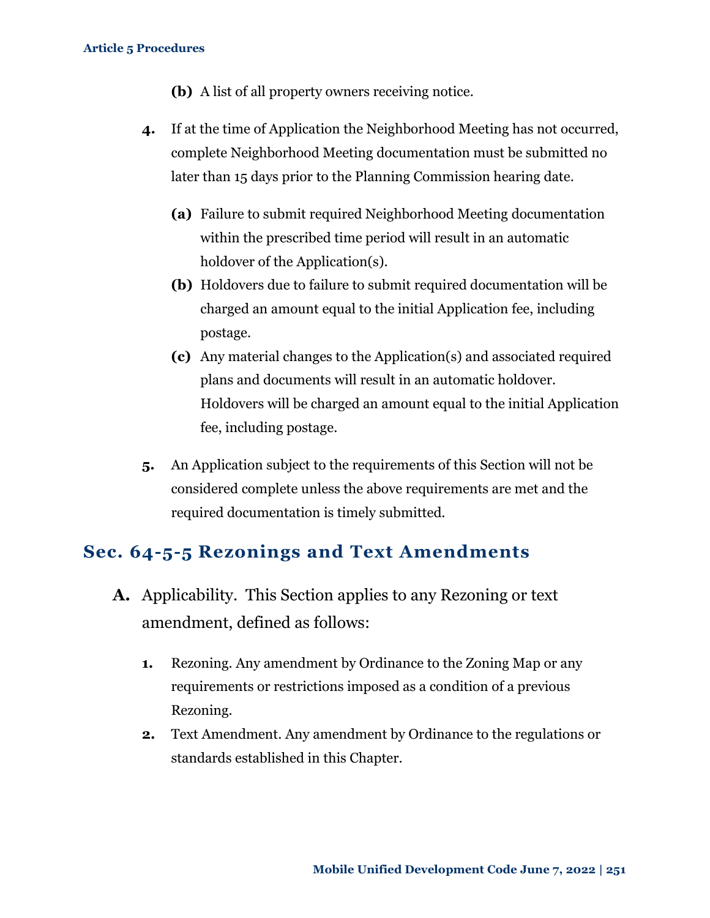**(b)** A list of all property owners receiving notice.

**4.** If at the time of Application the Neighborhood Meeting has not occurred, complete Neighborhood Meeting documentation must be submitted no later than 15 days prior to the Planning Commission hearing date.

**(a)** Failure to submit required Neighborhood Meeting documentation within the prescribed time period will result in an automatic holdover of the Application(s).

**(b)** Holdovers due to failure to submit required documentation will be charged an amount equal to the initial Application fee, including postage.

**(c)** Any material changes to the Application(s) and associated required plans and documents will result in an automatic holdover. Holdovers will be charged an amount equal to the initial Application fee, including postage.

**5.** An Application subject to the requirements of this Section will not be considered complete unless the above requirements are met and the required documentation is timely submitted.

## Sec. 64-5-5 Rezonings and Text Amendments

**A.** Applicability. This Section applies to any Rezoning or text amendment, defined as follows:

**1.** Rezoning. Any amendment by Ordinance to the Zoning Map or any requirements or restrictions imposed as a condition of a previous Rezoning.

**2.** Text Amendment. Any amendment by Ordinance to the regulations or standards established in this Chapter.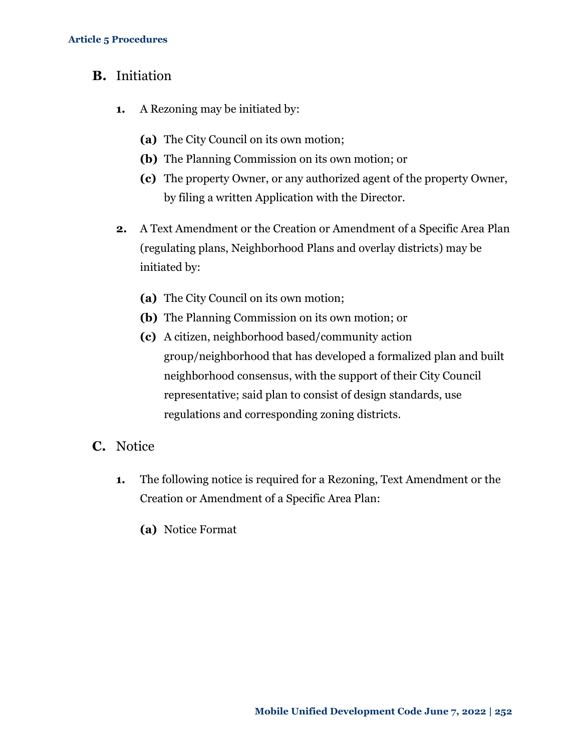## B. Initiation

1. A Rezoning may be initiated by:

   **(a)** The City Council on its own motion;

   **(b)** The Planning Commission on its own motion; or

   **(c)** The property Owner, or any authorized agent of the property Owner, by filing a written Application with the Director.

2. A Text Amendment or the Creation or Amendment of a Specific Area Plan (regulating plans, Neighborhood Plans and overlay districts) may be initiated by:

   **(a)** The City Council on its own motion;

   **(b)** The Planning Commission on its own motion; or

   **(c)** A citizen, neighborhood based/community action group/neighborhood that has developed a formalized plan and built neighborhood consensus, with the support of their City Council representative; said plan to consist of design standards, use regulations and corresponding zoning districts.

## C. Notice

1. The following notice is required for a Rezoning, Text Amendment or the Creation or Amendment of a Specific Area Plan:

   **(a)** Notice Format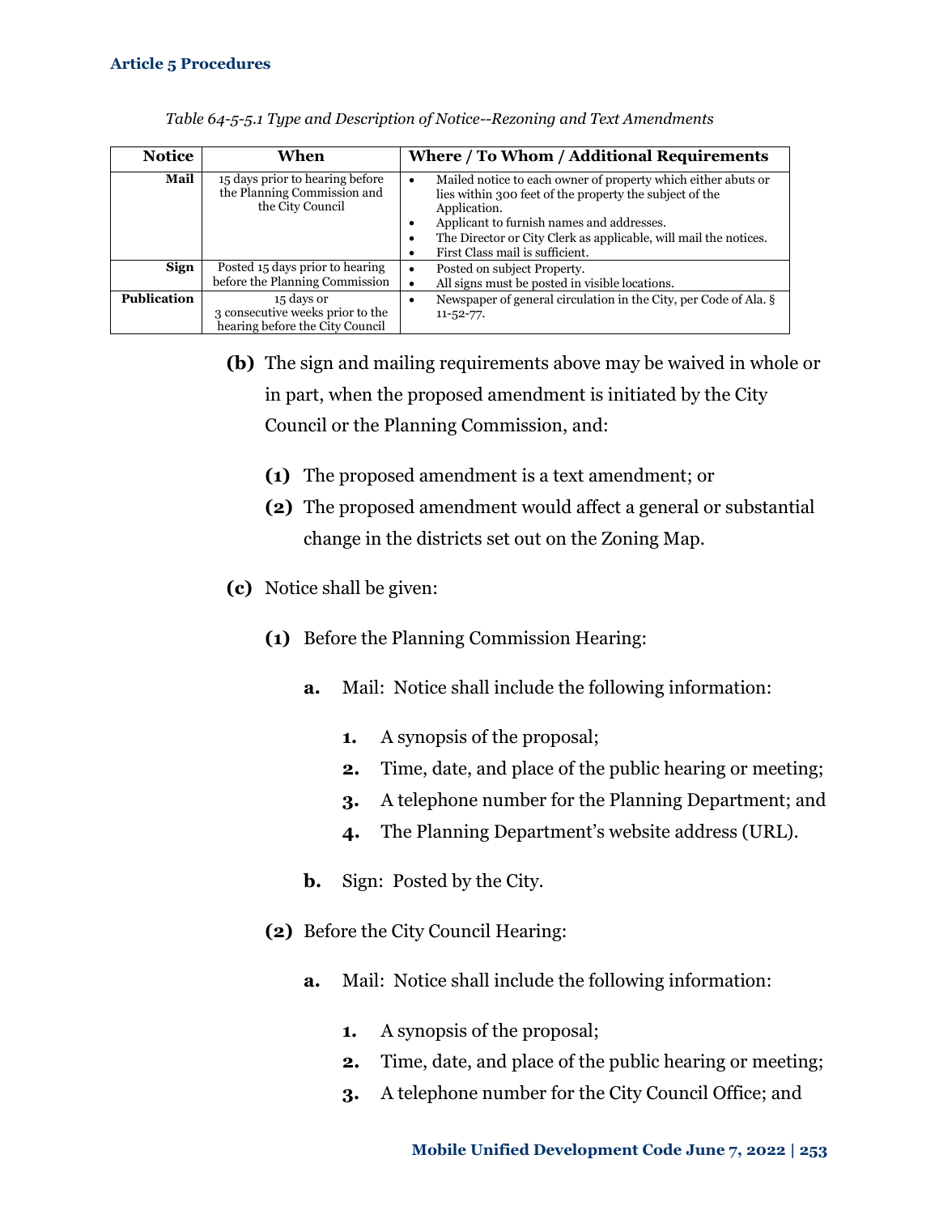*Table 64-5-5.1 Type and Description of Notice--Rezoning and Text Amendments*

| Notice | When | Where / To Whom / Additional Requirements |
|---|---|---|
| **Mail** | 15 days prior to hearing before the Planning Commission and the City Council | • Mailed notice to each owner of property which either abuts or lies within 300 feet of the property the subject of the Application.<br>• Applicant to furnish names and addresses.<br>• The Director or City Clerk as applicable, will mail the notices.<br>• First Class mail is sufficient. |
| **Sign** | Posted 15 days prior to hearing before the Planning Commission | • Posted on subject Property.<br>• All signs must be posted in visible locations. |
| **Publication** | 15 days or 3 consecutive weeks prior to the hearing before the City Council | • Newspaper of general circulation in the City, per Code of Ala. § 11-52-77. |

**(b)** The sign and mailing requirements above may be waived in whole or in part, when the proposed amendment is initiated by the City Council or the Planning Commission, and:

**(1)** The proposed amendment is a text amendment; or

**(2)** The proposed amendment would affect a general or substantial change in the districts set out on the Zoning Map.

**(c)** Notice shall be given:

**(1)** Before the Planning Commission Hearing:

**a.** Mail: Notice shall include the following information:

**1.** A synopsis of the proposal;

**2.** Time, date, and place of the public hearing or meeting;

**3.** A telephone number for the Planning Department; and

**4.** The Planning Department's website address (URL).

**b.** Sign: Posted by the City.

**(2)** Before the City Council Hearing:

**a.** Mail: Notice shall include the following information:

**1.** A synopsis of the proposal;

**2.** Time, date, and place of the public hearing or meeting;

**3.** A telephone number for the City Council Office; and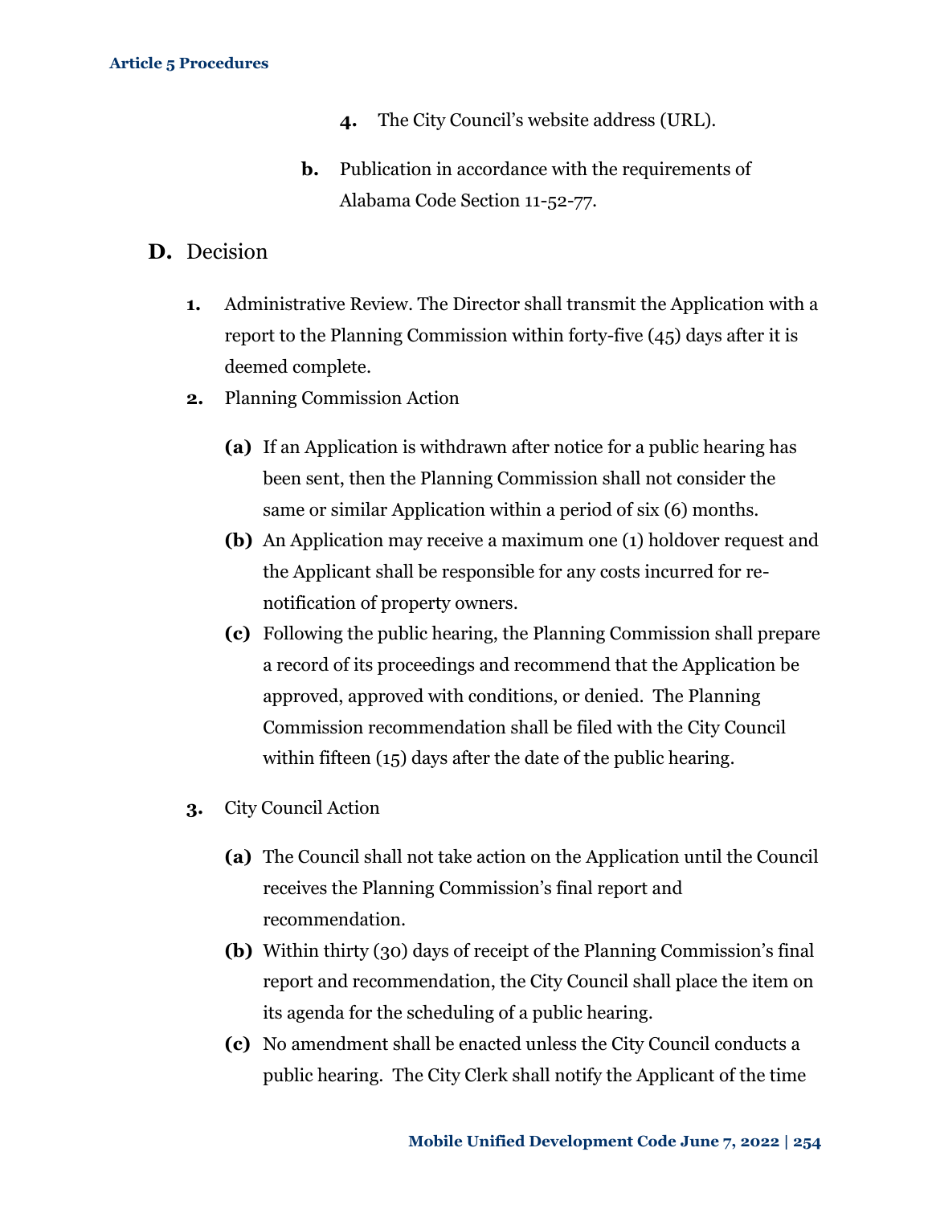4. The City Council's website address (URL).

b. Publication in accordance with the requirements of Alabama Code Section 11-52-77.

## D. Decision

1. Administrative Review. The Director shall transmit the Application with a report to the Planning Commission within forty-five (45) days after it is deemed complete.

2. Planning Commission Action

   **(a)** If an Application is withdrawn after notice for a public hearing has been sent, then the Planning Commission shall not consider the same or similar Application within a period of six (6) months.

   **(b)** An Application may receive a maximum one (1) holdover request and the Applicant shall be responsible for any costs incurred for re-notification of property owners.

   **(c)** Following the public hearing, the Planning Commission shall prepare a record of its proceedings and recommend that the Application be approved, approved with conditions, or denied. The Planning Commission recommendation shall be filed with the City Council within fifteen (15) days after the date of the public hearing.

3. City Council Action

   **(a)** The Council shall not take action on the Application until the Council receives the Planning Commission's final report and recommendation.

   **(b)** Within thirty (30) days of receipt of the Planning Commission's final report and recommendation, the City Council shall place the item on its agenda for the scheduling of a public hearing.

   **(c)** No amendment shall be enacted unless the City Council conducts a public hearing. The City Clerk shall notify the Applicant of the time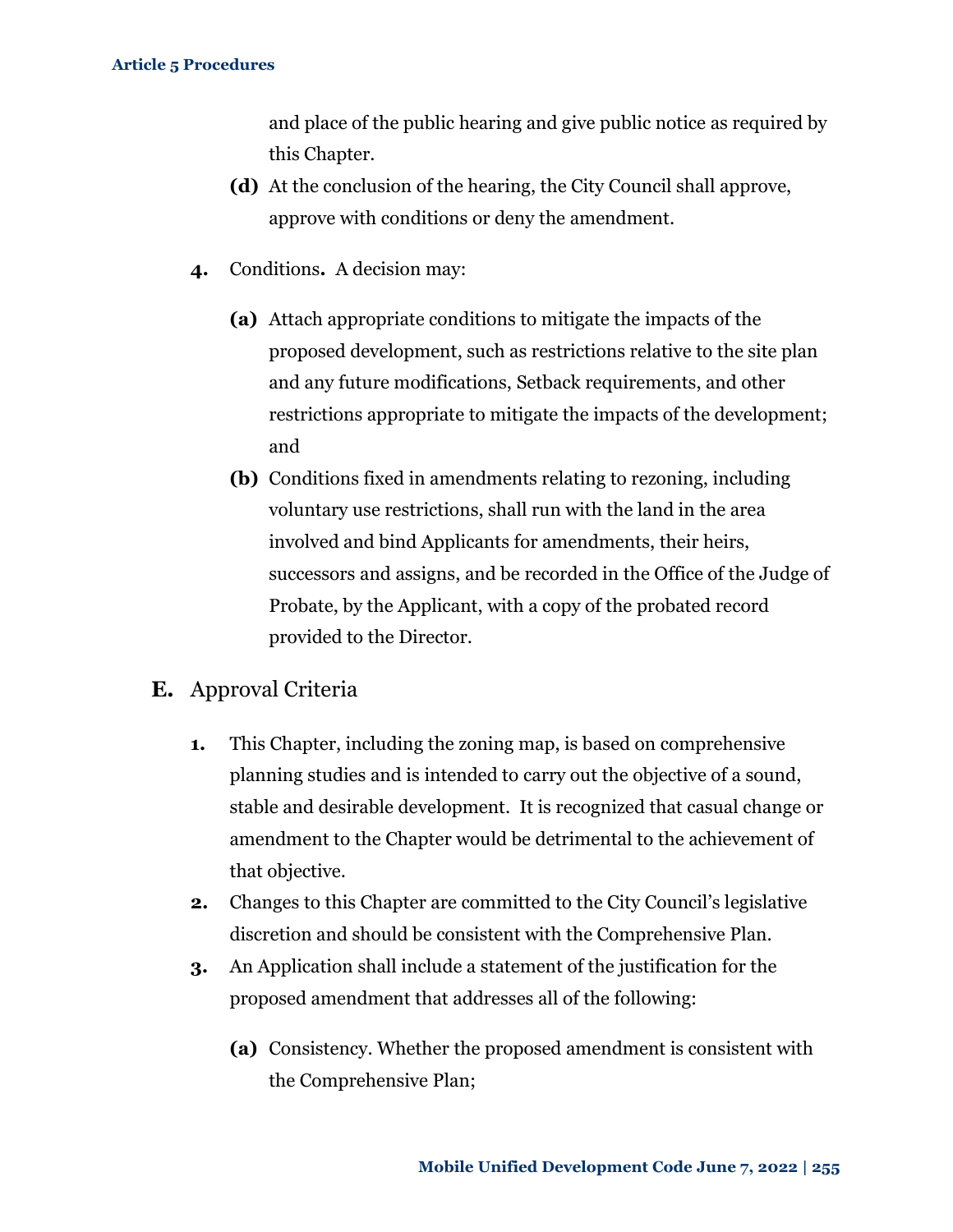and place of the public hearing and give public notice as required by this Chapter.

- **(d)** At the conclusion of the hearing, the City Council shall approve, approve with conditions or deny the amendment.

**4.** Conditions**.** A decision may:

- **(a)** Attach appropriate conditions to mitigate the impacts of the proposed development, such as restrictions relative to the site plan and any future modifications, Setback requirements, and other restrictions appropriate to mitigate the impacts of the development; and
- **(b)** Conditions fixed in amendments relating to rezoning, including voluntary use restrictions, shall run with the land in the area involved and bind Applicants for amendments, their heirs, successors and assigns, and be recorded in the Office of the Judge of Probate, by the Applicant, with a copy of the probated record provided to the Director.

## E. Approval Criteria

**1.** This Chapter, including the zoning map, is based on comprehensive planning studies and is intended to carry out the objective of a sound, stable and desirable development. It is recognized that casual change or amendment to the Chapter would be detrimental to the achievement of that objective.

**2.** Changes to this Chapter are committed to the City Council's legislative discretion and should be consistent with the Comprehensive Plan.

**3.** An Application shall include a statement of the justification for the proposed amendment that addresses all of the following:

- **(a)** Consistency. Whether the proposed amendment is consistent with the Comprehensive Plan;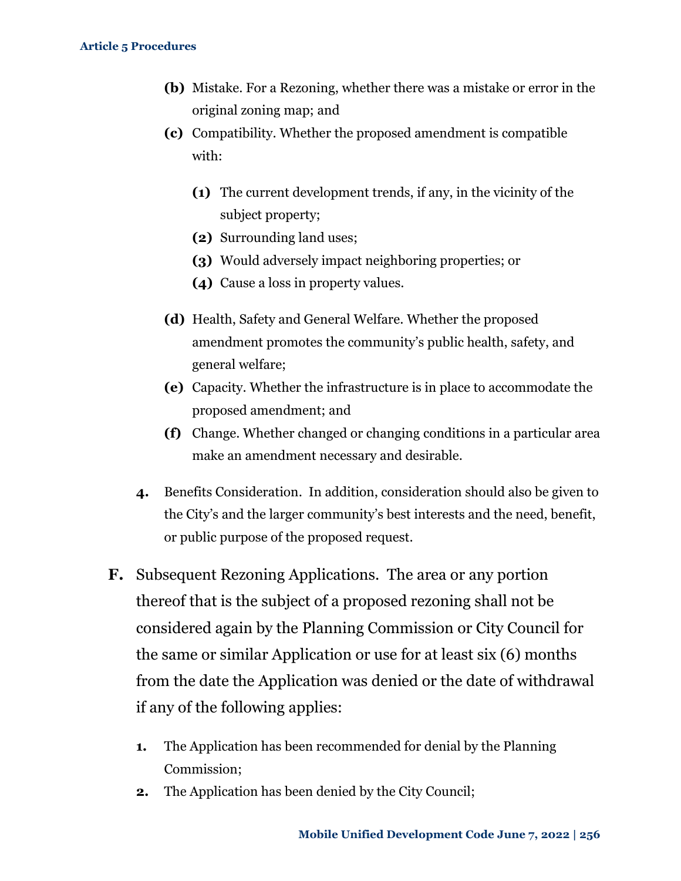- **(b)** Mistake. For a Rezoning, whether there was a mistake or error in the original zoning map; and
- **(c)** Compatibility. Whether the proposed amendment is compatible with:
  - **(1)** The current development trends, if any, in the vicinity of the subject property;
  - **(2)** Surrounding land uses;
  - **(3)** Would adversely impact neighboring properties; or
  - **(4)** Cause a loss in property values.
- **(d)** Health, Safety and General Welfare. Whether the proposed amendment promotes the community's public health, safety, and general welfare;
- **(e)** Capacity. Whether the infrastructure is in place to accommodate the proposed amendment; and
- **(f)** Change. Whether changed or changing conditions in a particular area make an amendment necessary and desirable.

**4.** Benefits Consideration. In addition, consideration should also be given to the City's and the larger community's best interests and the need, benefit, or public purpose of the proposed request.

**F.** Subsequent Rezoning Applications. The area or any portion thereof that is the subject of a proposed rezoning shall not be considered again by the Planning Commission or City Council for the same or similar Application or use for at least six (6) months from the date the Application was denied or the date of withdrawal if any of the following applies:

**1.** The Application has been recommended for denial by the Planning Commission;

**2.** The Application has been denied by the City Council;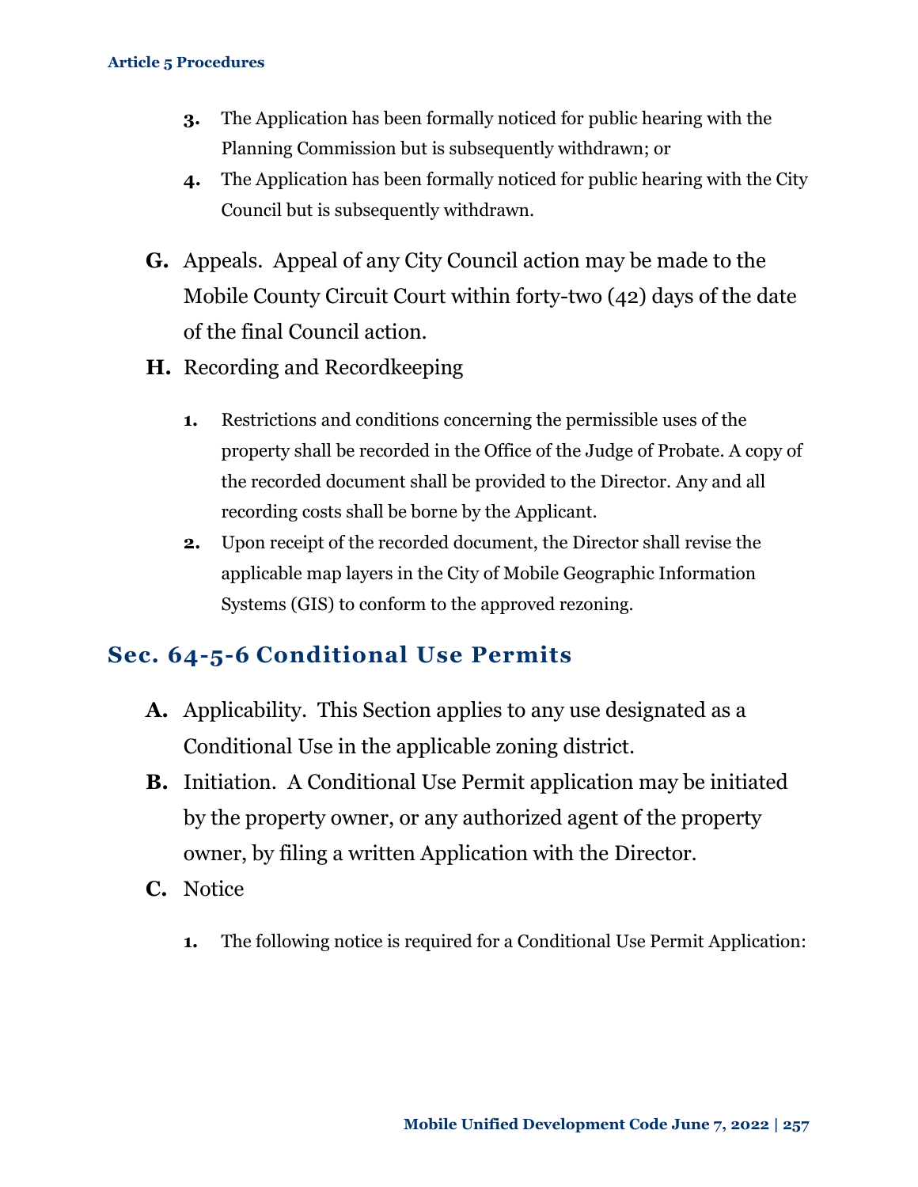3. The Application has been formally noticed for public hearing with the Planning Commission but is subsequently withdrawn; or
4. The Application has been formally noticed for public hearing with the City Council but is subsequently withdrawn.

**G.** Appeals. Appeal of any City Council action may be made to the Mobile County Circuit Court within forty-two (42) days of the date of the final Council action.

**H.** Recording and Recordkeeping

1. Restrictions and conditions concerning the permissible uses of the property shall be recorded in the Office of the Judge of Probate. A copy of the recorded document shall be provided to the Director. Any and all recording costs shall be borne by the Applicant.
2. Upon receipt of the recorded document, the Director shall revise the applicable map layers in the City of Mobile Geographic Information Systems (GIS) to conform to the approved rezoning.

## Sec. 64-5-6 Conditional Use Permits

**A.** Applicability. This Section applies to any use designated as a Conditional Use in the applicable zoning district.

**B.** Initiation. A Conditional Use Permit application may be initiated by the property owner, or any authorized agent of the property owner, by filing a written Application with the Director.

**C.** Notice

1. The following notice is required for a Conditional Use Permit Application: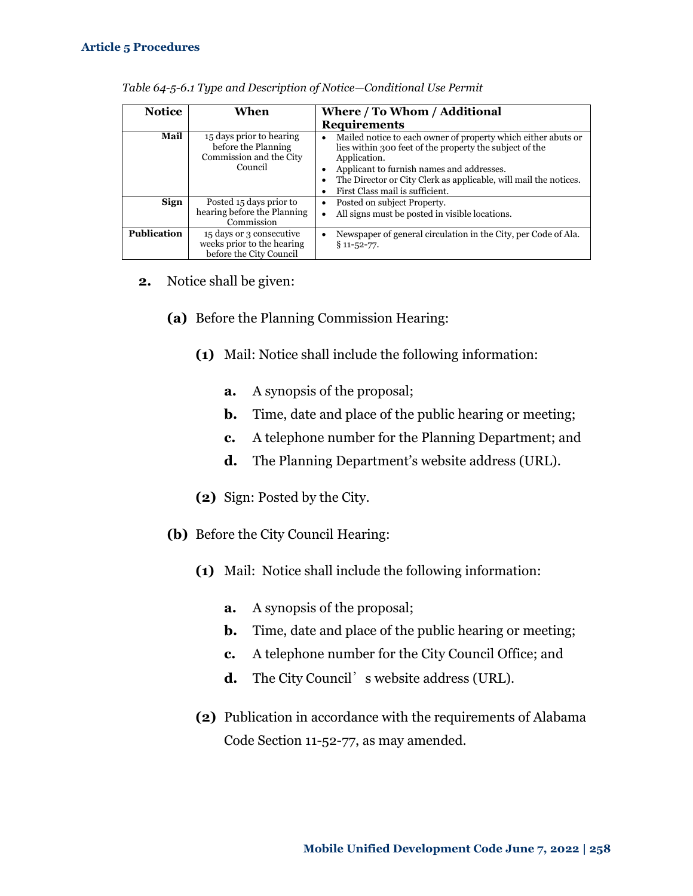*Table 64-5-6.1 Type and Description of Notice—Conditional Use Permit*

| Notice | When | Where / To Whom / Additional Requirements |
|---|---|---|
| **Mail** | 15 days prior to hearing before the Planning Commission and the City Council | • Mailed notice to each owner of property which either abuts or lies within 300 feet of the property the subject of the Application.<br>• Applicant to furnish names and addresses.<br>• The Director or City Clerk as applicable, will mail the notices.<br>• First Class mail is sufficient. |
| **Sign** | Posted 15 days prior to hearing before the Planning Commission | • Posted on subject Property.<br>• All signs must be posted in visible locations. |
| **Publication** | 15 days or 3 consecutive weeks prior to the hearing before the City Council | • Newspaper of general circulation in the City, per Code of Ala. § 11-52-77. |

**2.** Notice shall be given:

**(a)** Before the Planning Commission Hearing:

**(1)** Mail: Notice shall include the following information:

**a.** A synopsis of the proposal;

**b.** Time, date and place of the public hearing or meeting;

**c.** A telephone number for the Planning Department; and

**d.** The Planning Department's website address (URL).

**(2)** Sign: Posted by the City.

**(b)** Before the City Council Hearing:

**(1)** Mail: Notice shall include the following information:

**a.** A synopsis of the proposal;

**b.** Time, date and place of the public hearing or meeting;

**c.** A telephone number for the City Council Office; and

**d.** The City Council's website address (URL).

**(2)** Publication in accordance with the requirements of Alabama Code Section 11-52-77, as may amended.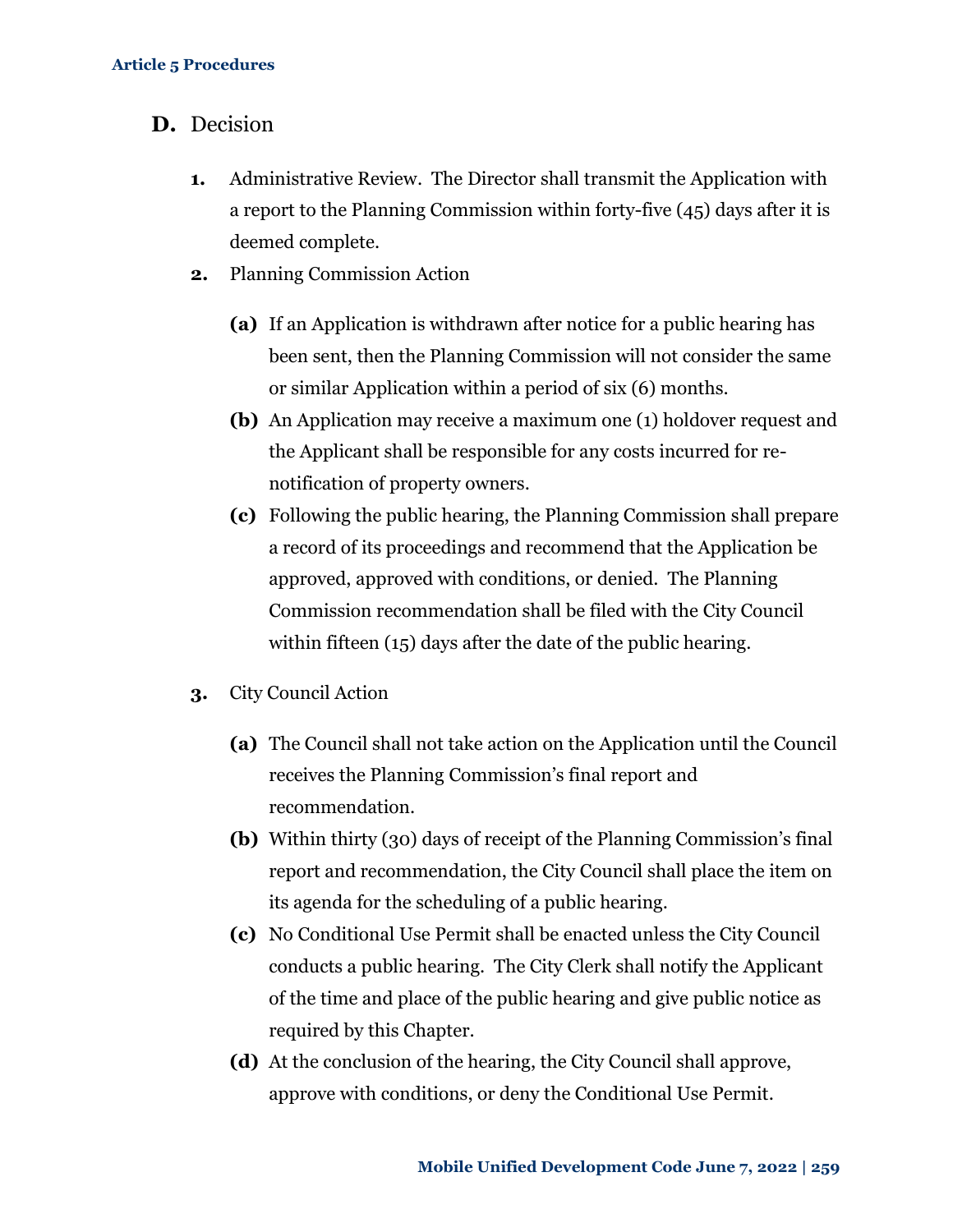## D. Decision

1. Administrative Review. The Director shall transmit the Application with a report to the Planning Commission within forty-five (45) days after it is deemed complete.
2. Planning Commission Action
   - **(a)** If an Application is withdrawn after notice for a public hearing has been sent, then the Planning Commission will not consider the same or similar Application within a period of six (6) months.
   - **(b)** An Application may receive a maximum one (1) holdover request and the Applicant shall be responsible for any costs incurred for re-notification of property owners.
   - **(c)** Following the public hearing, the Planning Commission shall prepare a record of its proceedings and recommend that the Application be approved, approved with conditions, or denied. The Planning Commission recommendation shall be filed with the City Council within fifteen (15) days after the date of the public hearing.
3. City Council Action
   - **(a)** The Council shall not take action on the Application until the Council receives the Planning Commission's final report and recommendation.
   - **(b)** Within thirty (30) days of receipt of the Planning Commission's final report and recommendation, the City Council shall place the item on its agenda for the scheduling of a public hearing.
   - **(c)** No Conditional Use Permit shall be enacted unless the City Council conducts a public hearing. The City Clerk shall notify the Applicant of the time and place of the public hearing and give public notice as required by this Chapter.
   - **(d)** At the conclusion of the hearing, the City Council shall approve, approve with conditions, or deny the Conditional Use Permit.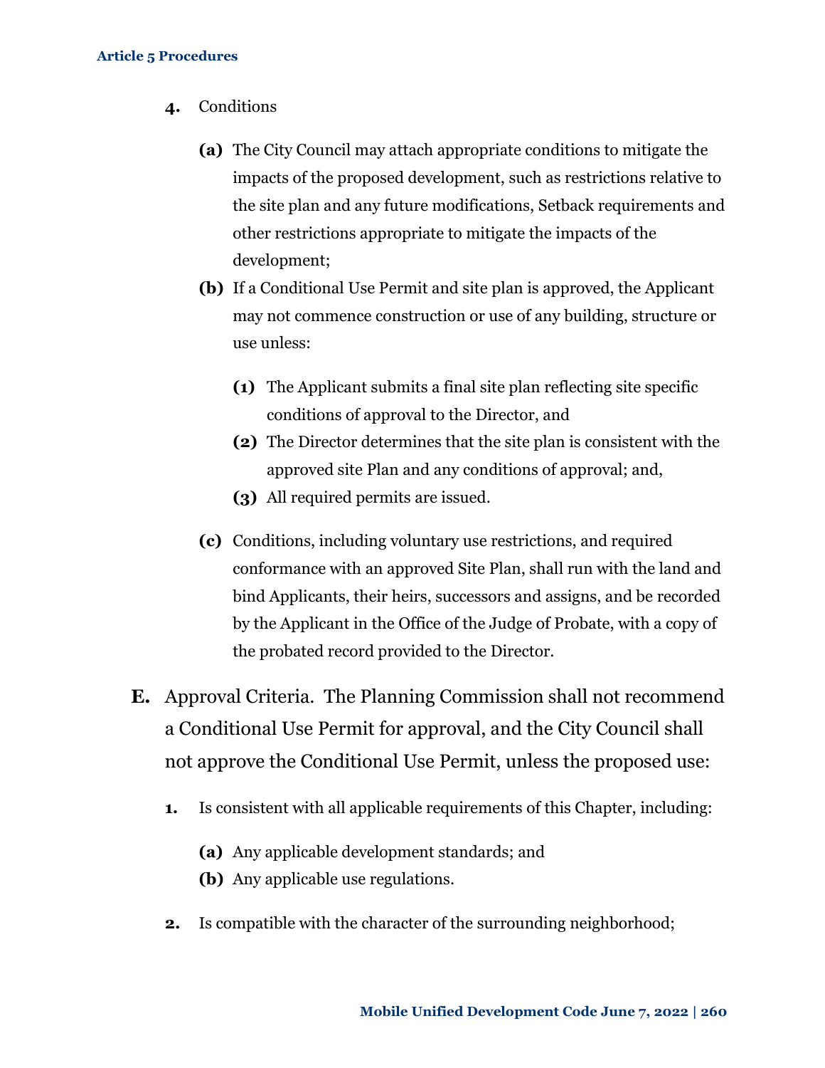4. Conditions

   **(a)** The City Council may attach appropriate conditions to mitigate the impacts of the proposed development, such as restrictions relative to the site plan and any future modifications, Setback requirements and other restrictions appropriate to mitigate the impacts of the development;

   **(b)** If a Conditional Use Permit and site plan is approved, the Applicant may not commence construction or use of any building, structure or use unless:

      **(1)** The Applicant submits a final site plan reflecting site specific conditions of approval to the Director, and

      **(2)** The Director determines that the site plan is consistent with the approved site Plan and any conditions of approval; and,

      **(3)** All required permits are issued.

   **(c)** Conditions, including voluntary use restrictions, and required conformance with an approved Site Plan, shall run with the land and bind Applicants, their heirs, successors and assigns, and be recorded by the Applicant in the Office of the Judge of Probate, with a copy of the probated record provided to the Director.

**E.** Approval Criteria. The Planning Commission shall not recommend a Conditional Use Permit for approval, and the City Council shall not approve the Conditional Use Permit, unless the proposed use:

1. Is consistent with all applicable requirements of this Chapter, including:

   **(a)** Any applicable development standards; and

   **(b)** Any applicable use regulations.

2. Is compatible with the character of the surrounding neighborhood;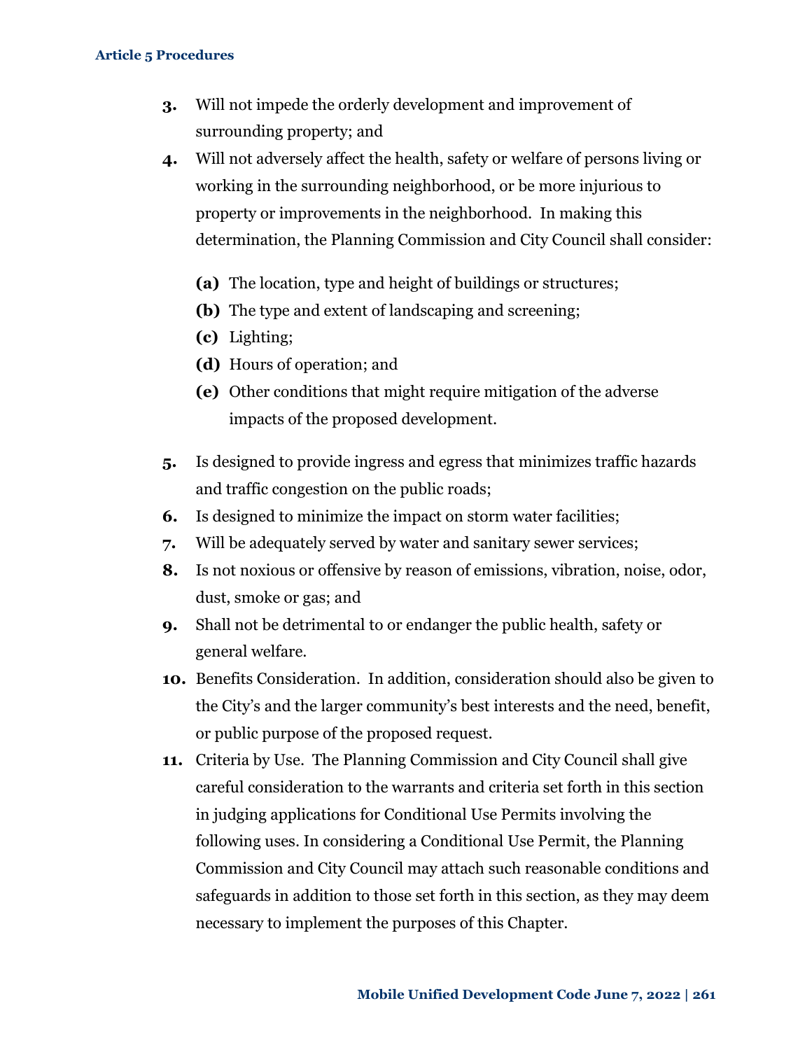3. Will not impede the orderly development and improvement of surrounding property; and
4. Will not adversely affect the health, safety or welfare of persons living or working in the surrounding neighborhood, or be more injurious to property or improvements in the neighborhood. In making this determination, the Planning Commission and City Council shall consider:

   **(a)** The location, type and height of buildings or structures;
   
   **(b)** The type and extent of landscaping and screening;
   
   **(c)** Lighting;
   
   **(d)** Hours of operation; and
   
   **(e)** Other conditions that might require mitigation of the adverse impacts of the proposed development.

5. Is designed to provide ingress and egress that minimizes traffic hazards and traffic congestion on the public roads;
6. Is designed to minimize the impact on storm water facilities;
7. Will be adequately served by water and sanitary sewer services;
8. Is not noxious or offensive by reason of emissions, vibration, noise, odor, dust, smoke or gas; and
9. Shall not be detrimental to or endanger the public health, safety or general welfare.
10. Benefits Consideration. In addition, consideration should also be given to the City's and the larger community's best interests and the need, benefit, or public purpose of the proposed request.
11. Criteria by Use. The Planning Commission and City Council shall give careful consideration to the warrants and criteria set forth in this section in judging applications for Conditional Use Permits involving the following uses. In considering a Conditional Use Permit, the Planning Commission and City Council may attach such reasonable conditions and safeguards in addition to those set forth in this section, as they may deem necessary to implement the purposes of this Chapter.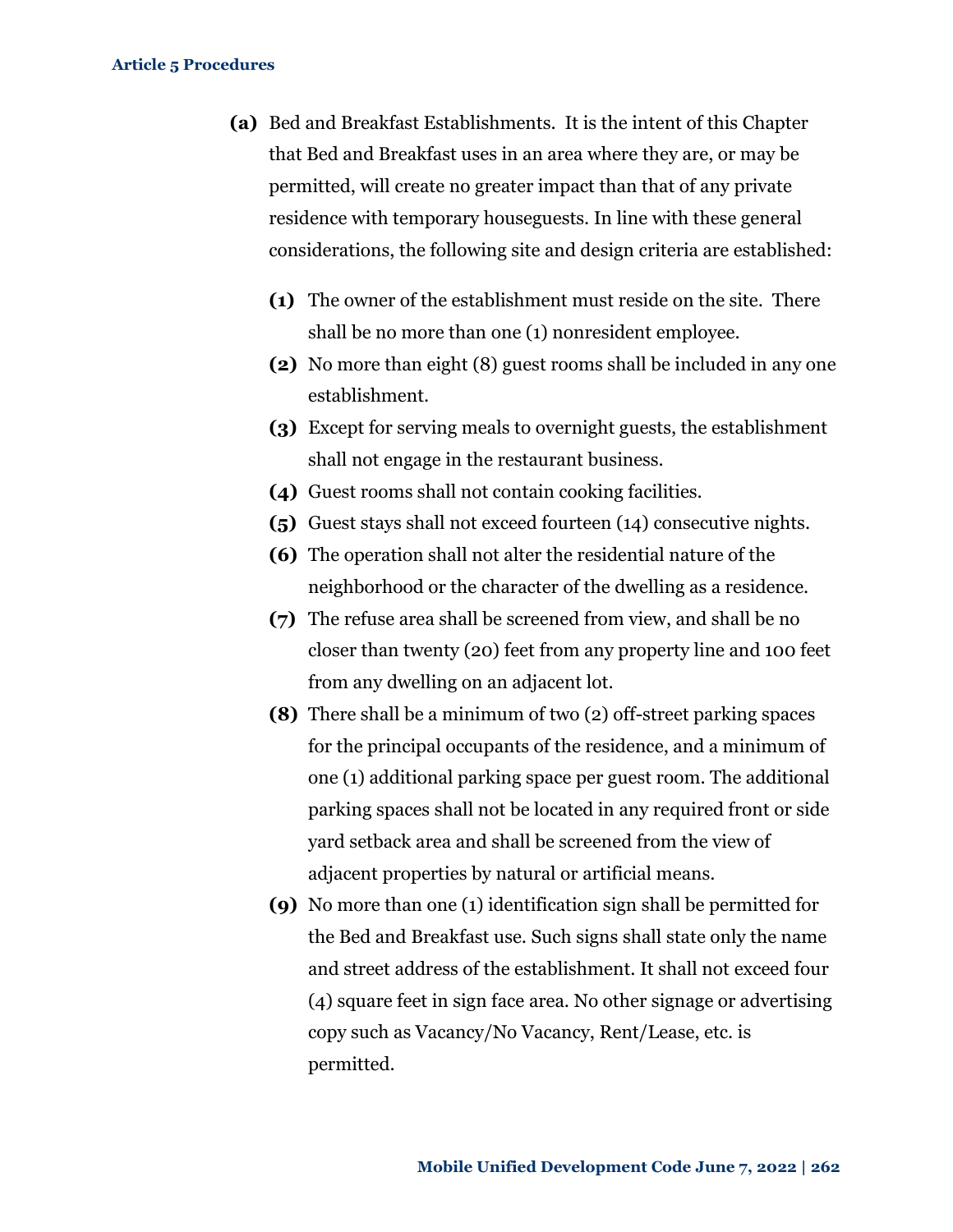**(a)** Bed and Breakfast Establishments. It is the intent of this Chapter that Bed and Breakfast uses in an area where they are, or may be permitted, will create no greater impact than that of any private residence with temporary houseguests. In line with these general considerations, the following site and design criteria are established:

- **(1)** The owner of the establishment must reside on the site. There shall be no more than one (1) nonresident employee.
- **(2)** No more than eight (8) guest rooms shall be included in any one establishment.
- **(3)** Except for serving meals to overnight guests, the establishment shall not engage in the restaurant business.
- **(4)** Guest rooms shall not contain cooking facilities.
- **(5)** Guest stays shall not exceed fourteen (14) consecutive nights.
- **(6)** The operation shall not alter the residential nature of the neighborhood or the character of the dwelling as a residence.
- **(7)** The refuse area shall be screened from view, and shall be no closer than twenty (20) feet from any property line and 100 feet from any dwelling on an adjacent lot.
- **(8)** There shall be a minimum of two (2) off-street parking spaces for the principal occupants of the residence, and a minimum of one (1) additional parking space per guest room. The additional parking spaces shall not be located in any required front or side yard setback area and shall be screened from the view of adjacent properties by natural or artificial means.
- **(9)** No more than one (1) identification sign shall be permitted for the Bed and Breakfast use. Such signs shall state only the name and street address of the establishment. It shall not exceed four (4) square feet in sign face area. No other signage or advertising copy such as Vacancy/No Vacancy, Rent/Lease, etc. is permitted.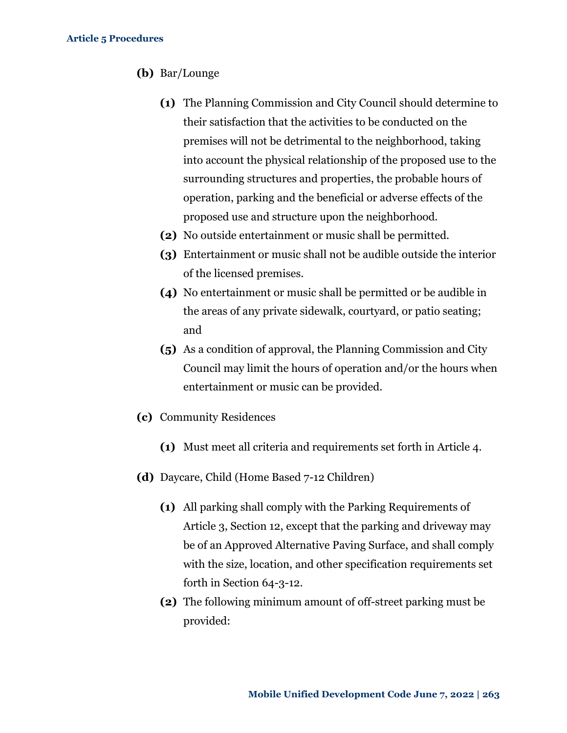**(b)** Bar/Lounge

- **(1)** The Planning Commission and City Council should determine to their satisfaction that the activities to be conducted on the premises will not be detrimental to the neighborhood, taking into account the physical relationship of the proposed use to the surrounding structures and properties, the probable hours of operation, parking and the beneficial or adverse effects of the proposed use and structure upon the neighborhood.
- **(2)** No outside entertainment or music shall be permitted.
- **(3)** Entertainment or music shall not be audible outside the interior of the licensed premises.
- **(4)** No entertainment or music shall be permitted or be audible in the areas of any private sidewalk, courtyard, or patio seating; and
- **(5)** As a condition of approval, the Planning Commission and City Council may limit the hours of operation and/or the hours when entertainment or music can be provided.

**(c)** Community Residences

- **(1)** Must meet all criteria and requirements set forth in Article 4.

**(d)** Daycare, Child (Home Based 7-12 Children)

- **(1)** All parking shall comply with the Parking Requirements of Article 3, Section 12, except that the parking and driveway may be of an Approved Alternative Paving Surface, and shall comply with the size, location, and other specification requirements set forth in Section 64-3-12.
- **(2)** The following minimum amount of off-street parking must be provided: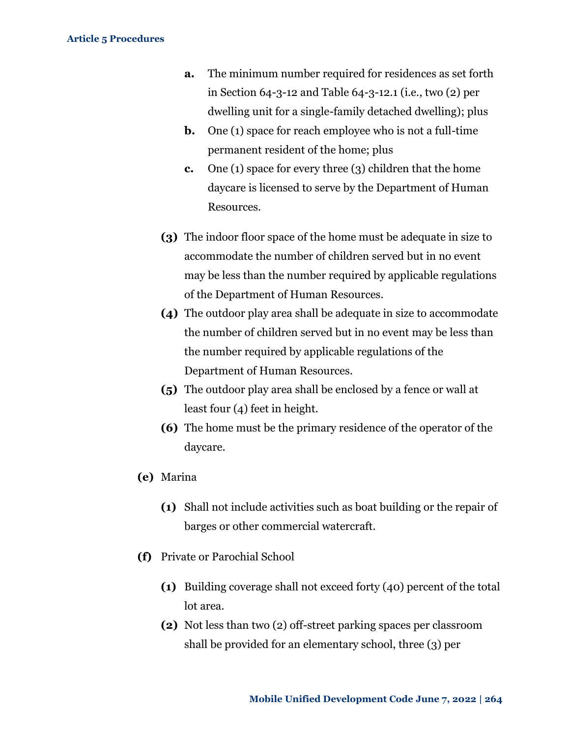**a.** The minimum number required for residences as set forth in Section 64-3-12 and Table 64-3-12.1 (i.e., two (2) per dwelling unit for a single-family detached dwelling); plus

**b.** One (1) space for reach employee who is not a full-time permanent resident of the home; plus

**c.** One (1) space for every three (3) children that the home daycare is licensed to serve by the Department of Human Resources.

**(3)** The indoor floor space of the home must be adequate in size to accommodate the number of children served but in no event may be less than the number required by applicable regulations of the Department of Human Resources.

**(4)** The outdoor play area shall be adequate in size to accommodate the number of children served but in no event may be less than the number required by applicable regulations of the Department of Human Resources.

**(5)** The outdoor play area shall be enclosed by a fence or wall at least four (4) feet in height.

**(6)** The home must be the primary residence of the operator of the daycare.

**(e)** Marina

**(1)** Shall not include activities such as boat building or the repair of barges or other commercial watercraft.

**(f)** Private or Parochial School

**(1)** Building coverage shall not exceed forty (40) percent of the total lot area.

**(2)** Not less than two (2) off-street parking spaces per classroom shall be provided for an elementary school, three (3) per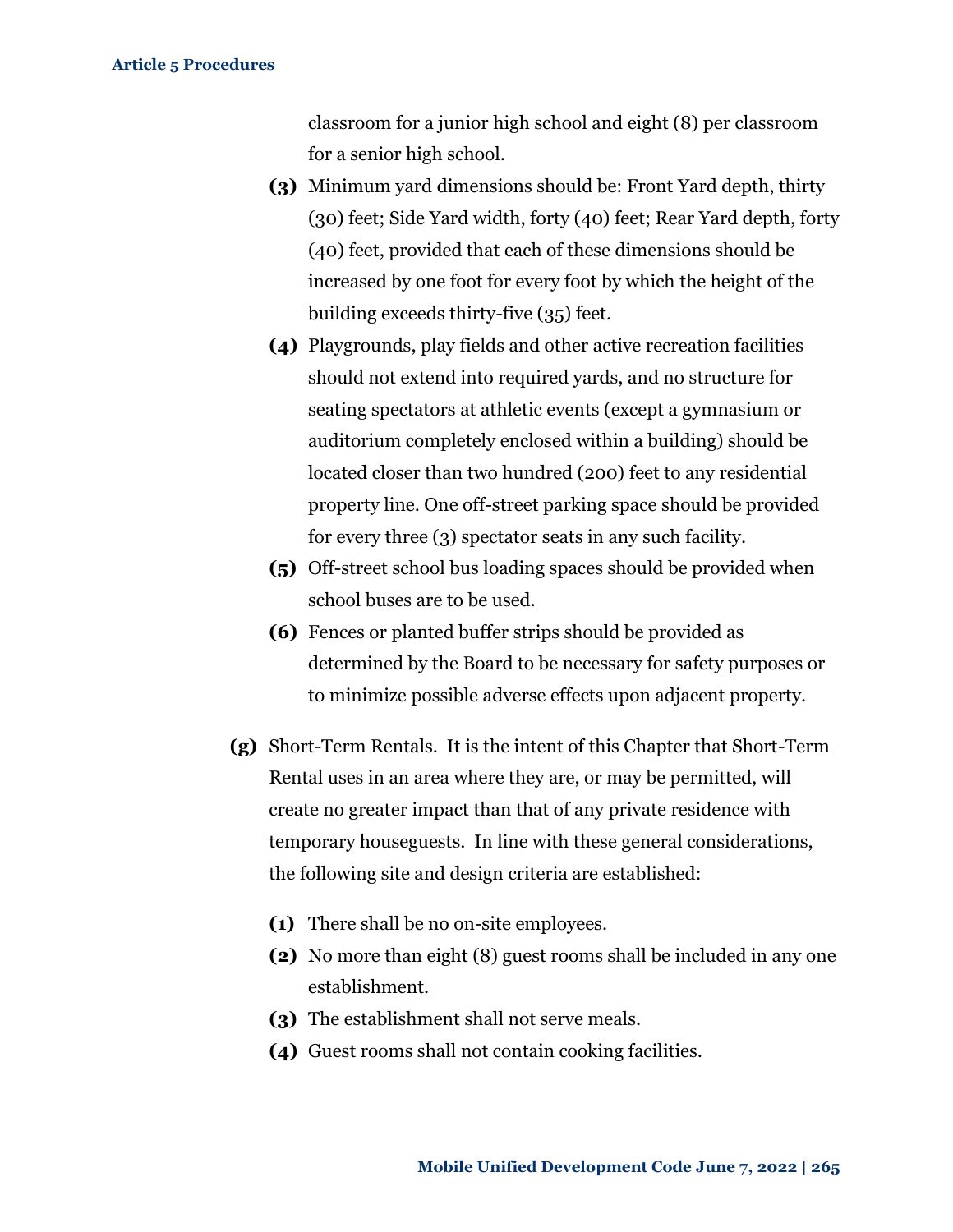classroom for a junior high school and eight (8) per classroom for a senior high school.

**(3)** Minimum yard dimensions should be: Front Yard depth, thirty (30) feet; Side Yard width, forty (40) feet; Rear Yard depth, forty (40) feet, provided that each of these dimensions should be increased by one foot for every foot by which the height of the building exceeds thirty-five (35) feet.

**(4)** Playgrounds, play fields and other active recreation facilities should not extend into required yards, and no structure for seating spectators at athletic events (except a gymnasium or auditorium completely enclosed within a building) should be located closer than two hundred (200) feet to any residential property line. One off-street parking space should be provided for every three (3) spectator seats in any such facility.

**(5)** Off-street school bus loading spaces should be provided when school buses are to be used.

**(6)** Fences or planted buffer strips should be provided as determined by the Board to be necessary for safety purposes or to minimize possible adverse effects upon adjacent property.

**(g)** Short-Term Rentals. It is the intent of this Chapter that Short-Term Rental uses in an area where they are, or may be permitted, will create no greater impact than that of any private residence with temporary houseguests. In line with these general considerations, the following site and design criteria are established:

**(1)** There shall be no on-site employees.

**(2)** No more than eight (8) guest rooms shall be included in any one establishment.

**(3)** The establishment shall not serve meals.

**(4)** Guest rooms shall not contain cooking facilities.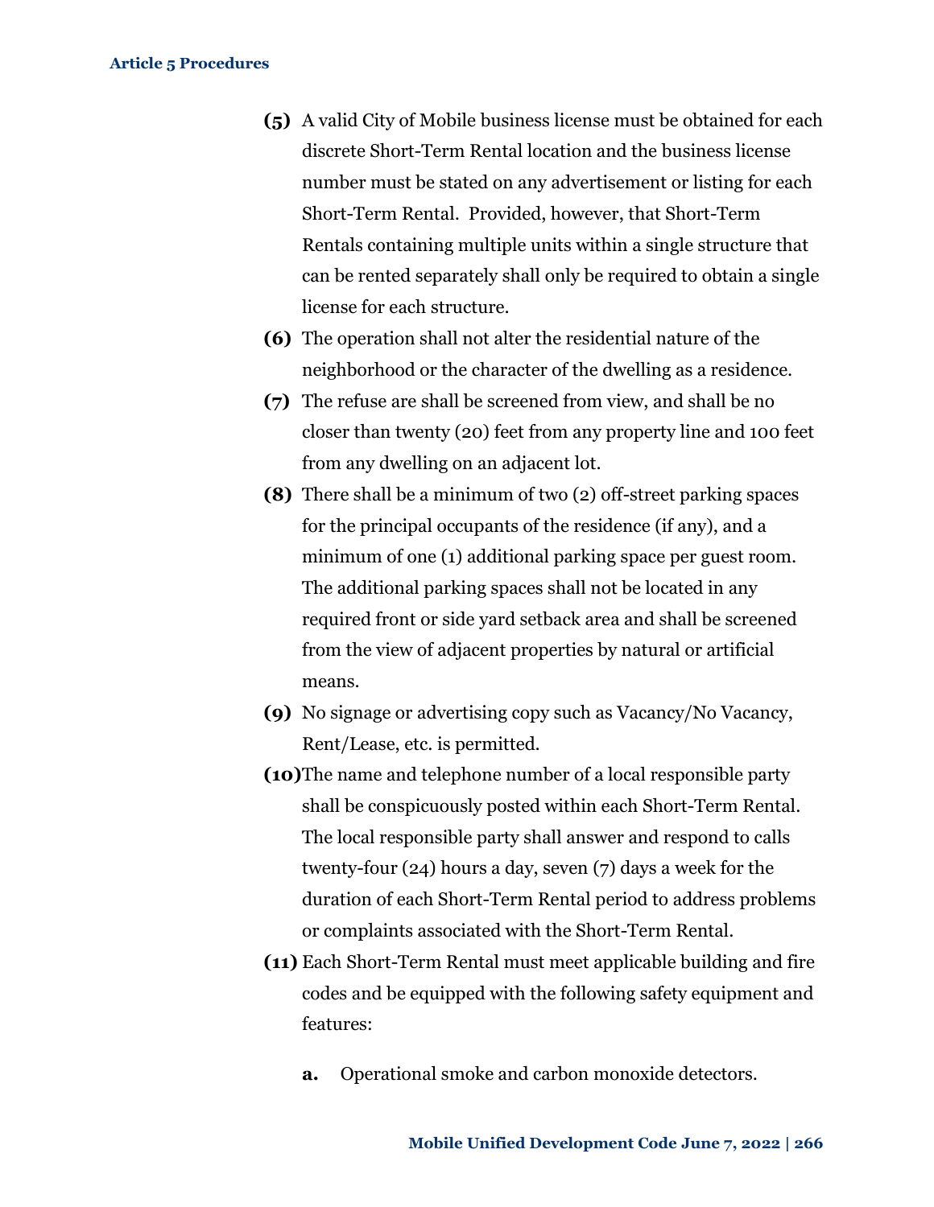**(5)** A valid City of Mobile business license must be obtained for each discrete Short-Term Rental location and the business license number must be stated on any advertisement or listing for each Short-Term Rental. Provided, however, that Short-Term Rentals containing multiple units within a single structure that can be rented separately shall only be required to obtain a single license for each structure.

**(6)** The operation shall not alter the residential nature of the neighborhood or the character of the dwelling as a residence.

**(7)** The refuse are shall be screened from view, and shall be no closer than twenty (20) feet from any property line and 100 feet from any dwelling on an adjacent lot.

**(8)** There shall be a minimum of two (2) off-street parking spaces for the principal occupants of the residence (if any), and a minimum of one (1) additional parking space per guest room. The additional parking spaces shall not be located in any required front or side yard setback area and shall be screened from the view of adjacent properties by natural or artificial means.

**(9)** No signage or advertising copy such as Vacancy/No Vacancy, Rent/Lease, etc. is permitted.

**(10)** The name and telephone number of a local responsible party shall be conspicuously posted within each Short-Term Rental. The local responsible party shall answer and respond to calls twenty-four (24) hours a day, seven (7) days a week for the duration of each Short-Term Rental period to address problems or complaints associated with the Short-Term Rental.

**(11)** Each Short-Term Rental must meet applicable building and fire codes and be equipped with the following safety equipment and features:

**a.** Operational smoke and carbon monoxide detectors.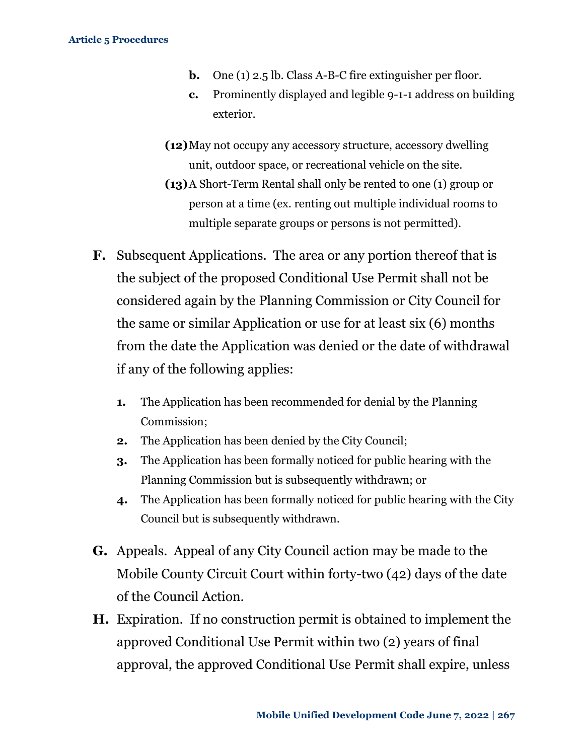**b.** One (1) 2.5 lb. Class A-B-C fire extinguisher per floor.

   **c.** Prominently displayed and legible 9-1-1 address on building exterior.

**(12)** May not occupy any accessory structure, accessory dwelling unit, outdoor space, or recreational vehicle on the site.

**(13)** A Short-Term Rental shall only be rented to one (1) group or person at a time (ex. renting out multiple individual rooms to multiple separate groups or persons is not permitted).

**F.** Subsequent Applications. The area or any portion thereof that is the subject of the proposed Conditional Use Permit shall not be considered again by the Planning Commission or City Council for the same or similar Application or use for at least six (6) months from the date the Application was denied or the date of withdrawal if any of the following applies:

1. The Application has been recommended for denial by the Planning Commission;
2. The Application has been denied by the City Council;
3. The Application has been formally noticed for public hearing with the Planning Commission but is subsequently withdrawn; or
4. The Application has been formally noticed for public hearing with the City Council but is subsequently withdrawn.

**G.** Appeals. Appeal of any City Council action may be made to the Mobile County Circuit Court within forty-two (42) days of the date of the Council Action.

**H.** Expiration. If no construction permit is obtained to implement the approved Conditional Use Permit within two (2) years of final approval, the approved Conditional Use Permit shall expire, unless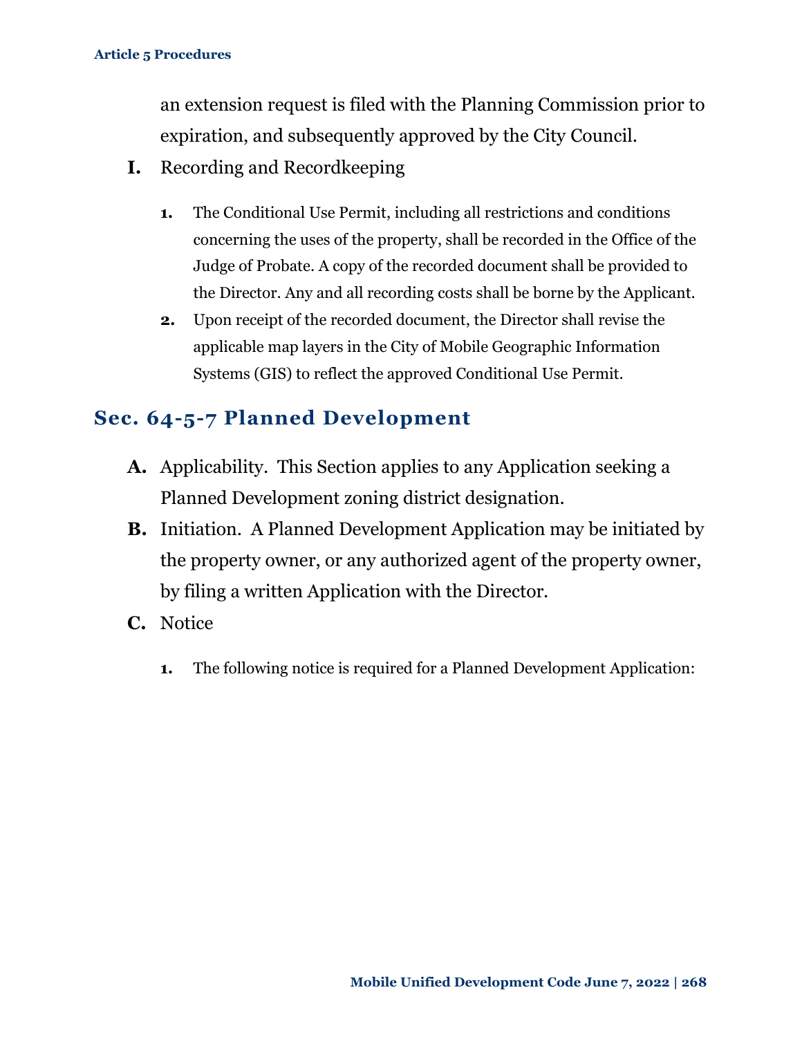an extension request is filed with the Planning Commission prior to expiration, and subsequently approved by the City Council.

**I.** Recording and Recordkeeping

1. The Conditional Use Permit, including all restrictions and conditions concerning the uses of the property, shall be recorded in the Office of the Judge of Probate. A copy of the recorded document shall be provided to the Director. Any and all recording costs shall be borne by the Applicant.
2. Upon receipt of the recorded document, the Director shall revise the applicable map layers in the City of Mobile Geographic Information Systems (GIS) to reflect the approved Conditional Use Permit.

## Sec. 64-5-7 Planned Development

**A.** Applicability. This Section applies to any Application seeking a Planned Development zoning district designation.

**B.** Initiation. A Planned Development Application may be initiated by the property owner, or any authorized agent of the property owner, by filing a written Application with the Director.

**C.** Notice

1. The following notice is required for a Planned Development Application: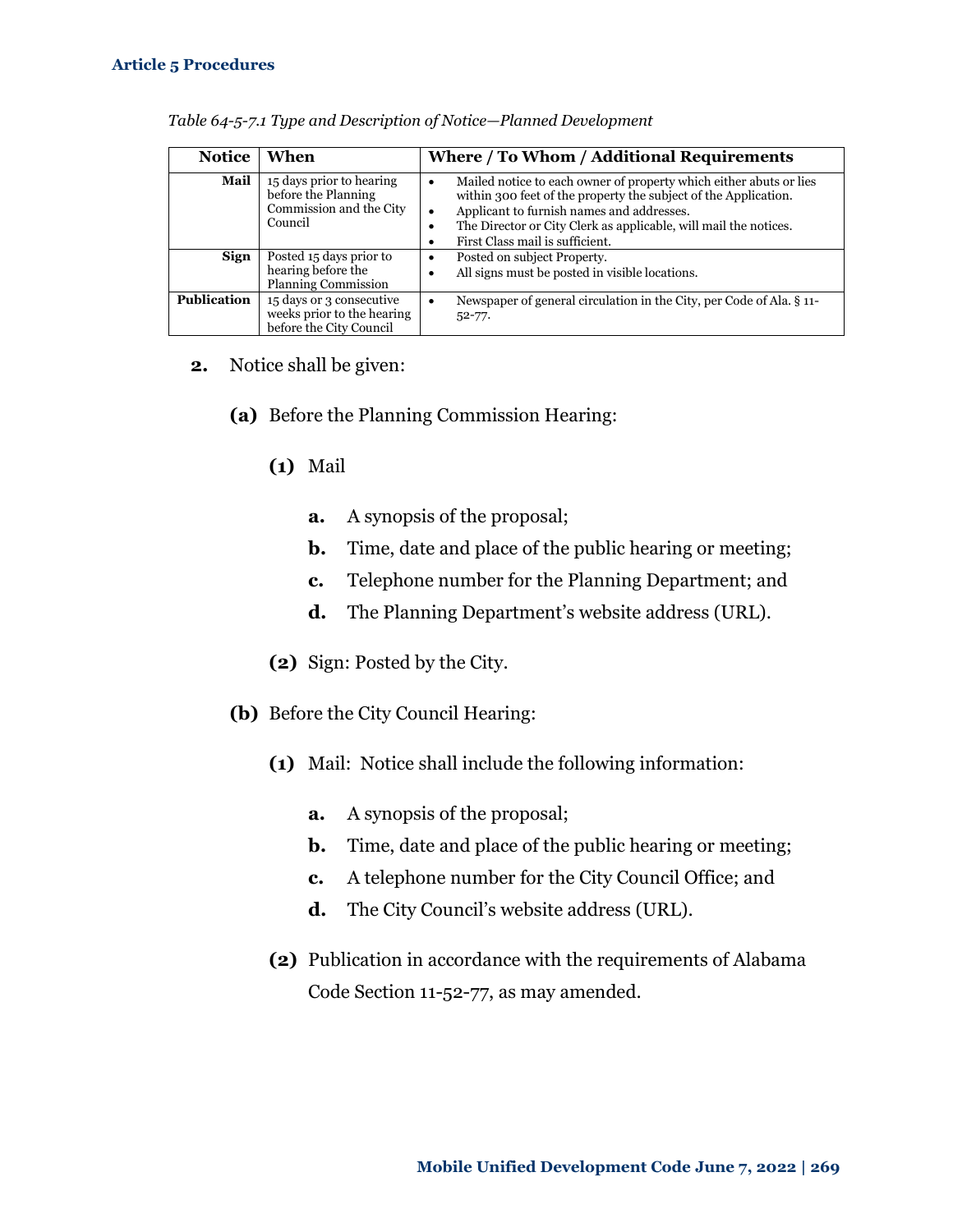*Table 64-5-7.1 Type and Description of Notice—Planned Development*

| Notice | When | Where / To Whom / Additional Requirements |
|---|---|---|
| **Mail** | 15 days prior to hearing before the Planning Commission and the City Council | • Mailed notice to each owner of property which either abuts or lies within 300 feet of the property the subject of the Application.<br>• Applicant to furnish names and addresses.<br>• The Director or City Clerk as applicable, will mail the notices.<br>• First Class mail is sufficient. |
| **Sign** | Posted 15 days prior to hearing before the Planning Commission | • Posted on subject Property.<br>• All signs must be posted in visible locations. |
| **Publication** | 15 days or 3 consecutive weeks prior to the hearing before the City Council | • Newspaper of general circulation in the City, per Code of Ala. § 11-52-77. |

**2.** Notice shall be given:

**(a)** Before the Planning Commission Hearing:

**(1)** Mail

**a.** A synopsis of the proposal;

**b.** Time, date and place of the public hearing or meeting;

**c.** Telephone number for the Planning Department; and

**d.** The Planning Department's website address (URL).

**(2)** Sign: Posted by the City.

**(b)** Before the City Council Hearing:

**(1)** Mail: Notice shall include the following information:

**a.** A synopsis of the proposal;

**b.** Time, date and place of the public hearing or meeting;

**c.** A telephone number for the City Council Office; and

**d.** The City Council's website address (URL).

**(2)** Publication in accordance with the requirements of Alabama Code Section 11-52-77, as may amended.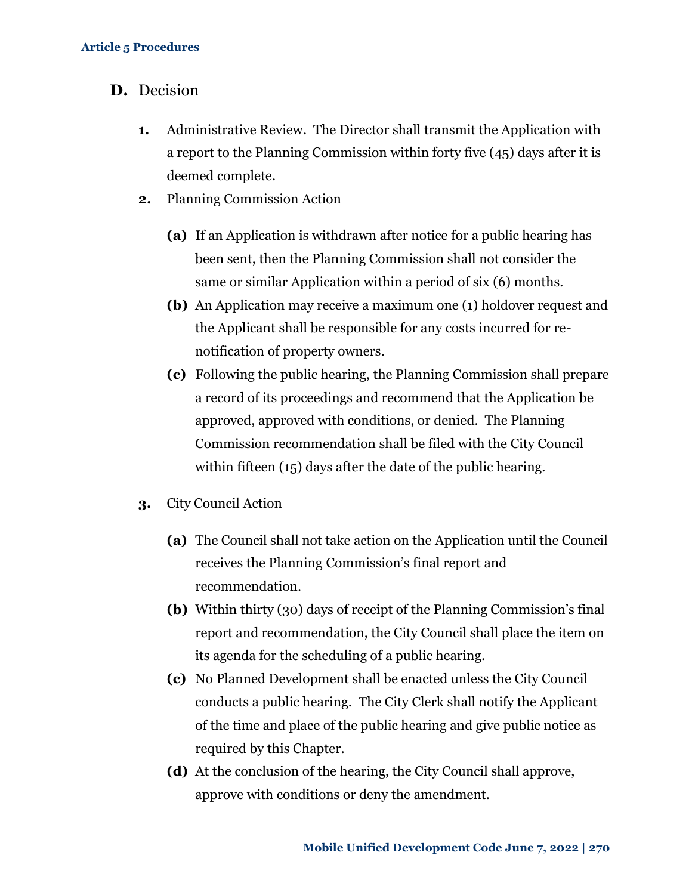## D. Decision

1. Administrative Review. The Director shall transmit the Application with a report to the Planning Commission within forty five (45) days after it is deemed complete.
2. Planning Commission Action
   - **(a)** If an Application is withdrawn after notice for a public hearing has been sent, then the Planning Commission shall not consider the same or similar Application within a period of six (6) months.
   - **(b)** An Application may receive a maximum one (1) holdover request and the Applicant shall be responsible for any costs incurred for re-notification of property owners.
   - **(c)** Following the public hearing, the Planning Commission shall prepare a record of its proceedings and recommend that the Application be approved, approved with conditions, or denied. The Planning Commission recommendation shall be filed with the City Council within fifteen (15) days after the date of the public hearing.
3. City Council Action
   - **(a)** The Council shall not take action on the Application until the Council receives the Planning Commission's final report and recommendation.
   - **(b)** Within thirty (30) days of receipt of the Planning Commission's final report and recommendation, the City Council shall place the item on its agenda for the scheduling of a public hearing.
   - **(c)** No Planned Development shall be enacted unless the City Council conducts a public hearing. The City Clerk shall notify the Applicant of the time and place of the public hearing and give public notice as required by this Chapter.
   - **(d)** At the conclusion of the hearing, the City Council shall approve, approve with conditions or deny the amendment.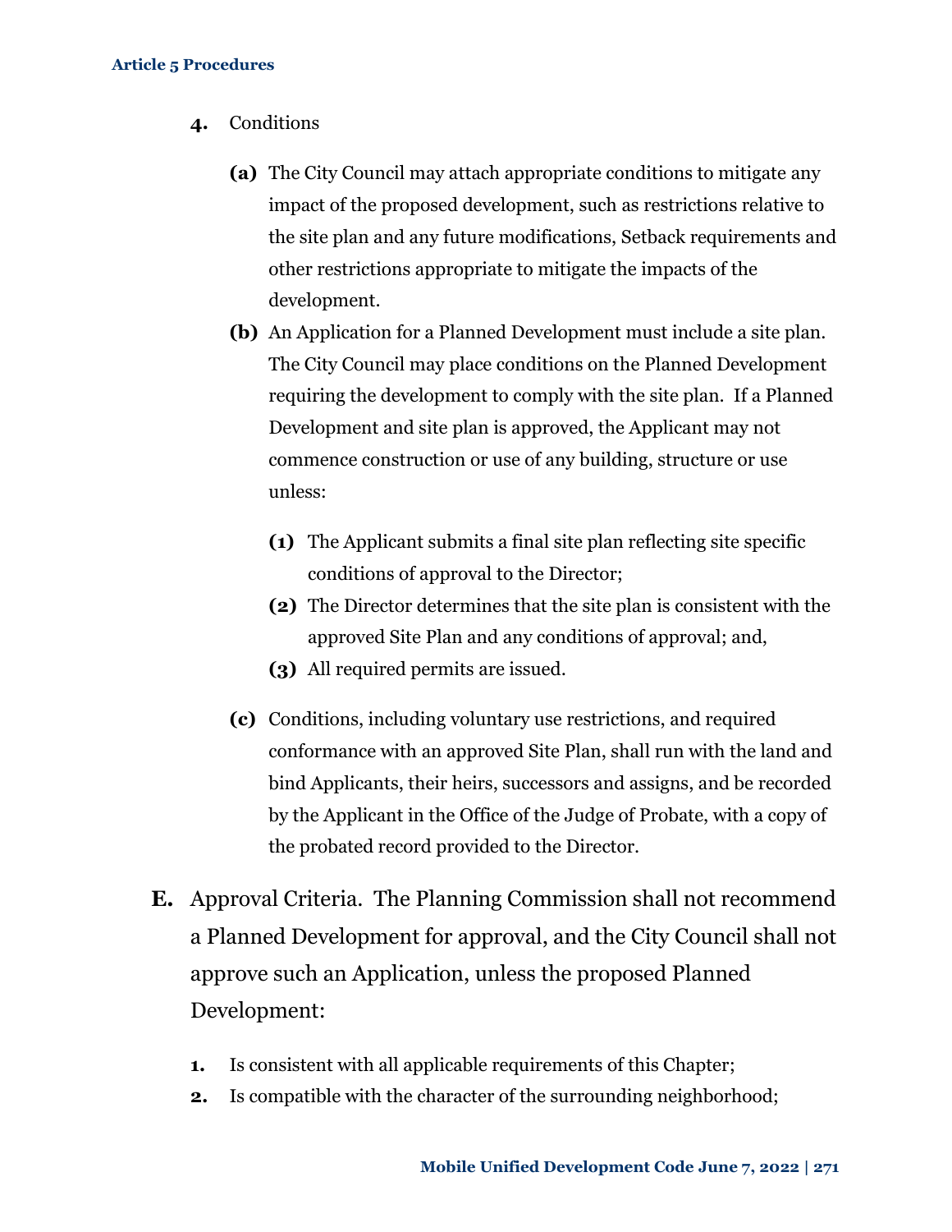4. Conditions

   **(a)** The City Council may attach appropriate conditions to mitigate any impact of the proposed development, such as restrictions relative to the site plan and any future modifications, Setback requirements and other restrictions appropriate to mitigate the impacts of the development.

   **(b)** An Application for a Planned Development must include a site plan. The City Council may place conditions on the Planned Development requiring the development to comply with the site plan. If a Planned Development and site plan is approved, the Applicant may not commence construction or use of any building, structure or use unless:

      **(1)** The Applicant submits a final site plan reflecting site specific conditions of approval to the Director;

      **(2)** The Director determines that the site plan is consistent with the approved Site Plan and any conditions of approval; and,

      **(3)** All required permits are issued.

   **(c)** Conditions, including voluntary use restrictions, and required conformance with an approved Site Plan, shall run with the land and bind Applicants, their heirs, successors and assigns, and be recorded by the Applicant in the Office of the Judge of Probate, with a copy of the probated record provided to the Director.

**E.** Approval Criteria. The Planning Commission shall not recommend a Planned Development for approval, and the City Council shall not approve such an Application, unless the proposed Planned Development:

1. Is consistent with all applicable requirements of this Chapter;
2. Is compatible with the character of the surrounding neighborhood;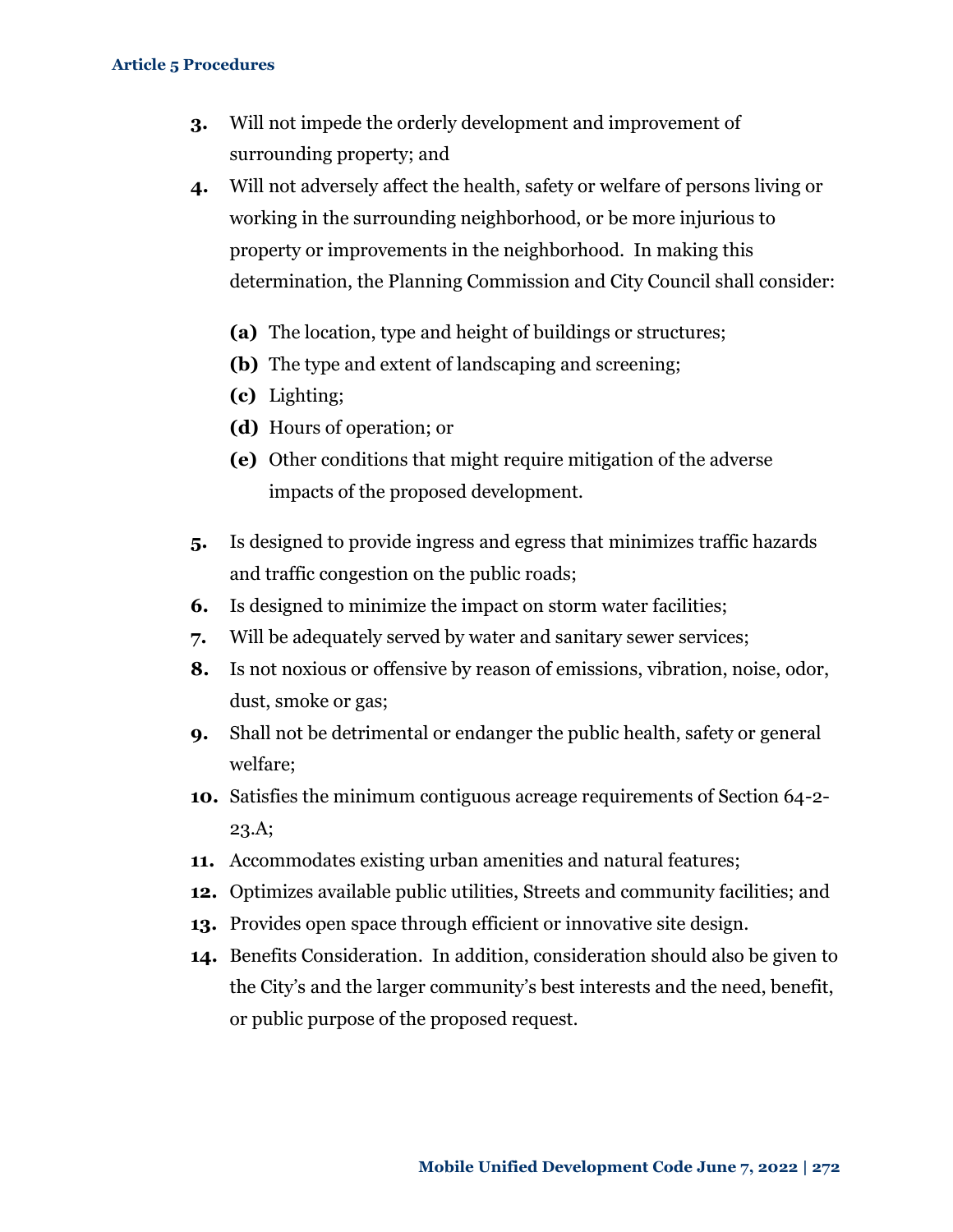3. Will not impede the orderly development and improvement of surrounding property; and
4. Will not adversely affect the health, safety or welfare of persons living or working in the surrounding neighborhood, or be more injurious to property or improvements in the neighborhood. In making this determination, the Planning Commission and City Council shall consider:

   **(a)** The location, type and height of buildings or structures;

   **(b)** The type and extent of landscaping and screening;

   **(c)** Lighting;

   **(d)** Hours of operation; or

   **(e)** Other conditions that might require mitigation of the adverse impacts of the proposed development.

5. Is designed to provide ingress and egress that minimizes traffic hazards and traffic congestion on the public roads;
6. Is designed to minimize the impact on storm water facilities;
7. Will be adequately served by water and sanitary sewer services;
8. Is not noxious or offensive by reason of emissions, vibration, noise, odor, dust, smoke or gas;
9. Shall not be detrimental or endanger the public health, safety or general welfare;
10. Satisfies the minimum contiguous acreage requirements of Section 64-2-23.A;
11. Accommodates existing urban amenities and natural features;
12. Optimizes available public utilities, Streets and community facilities; and
13. Provides open space through efficient or innovative site design.
14. Benefits Consideration. In addition, consideration should also be given to the City's and the larger community's best interests and the need, benefit, or public purpose of the proposed request.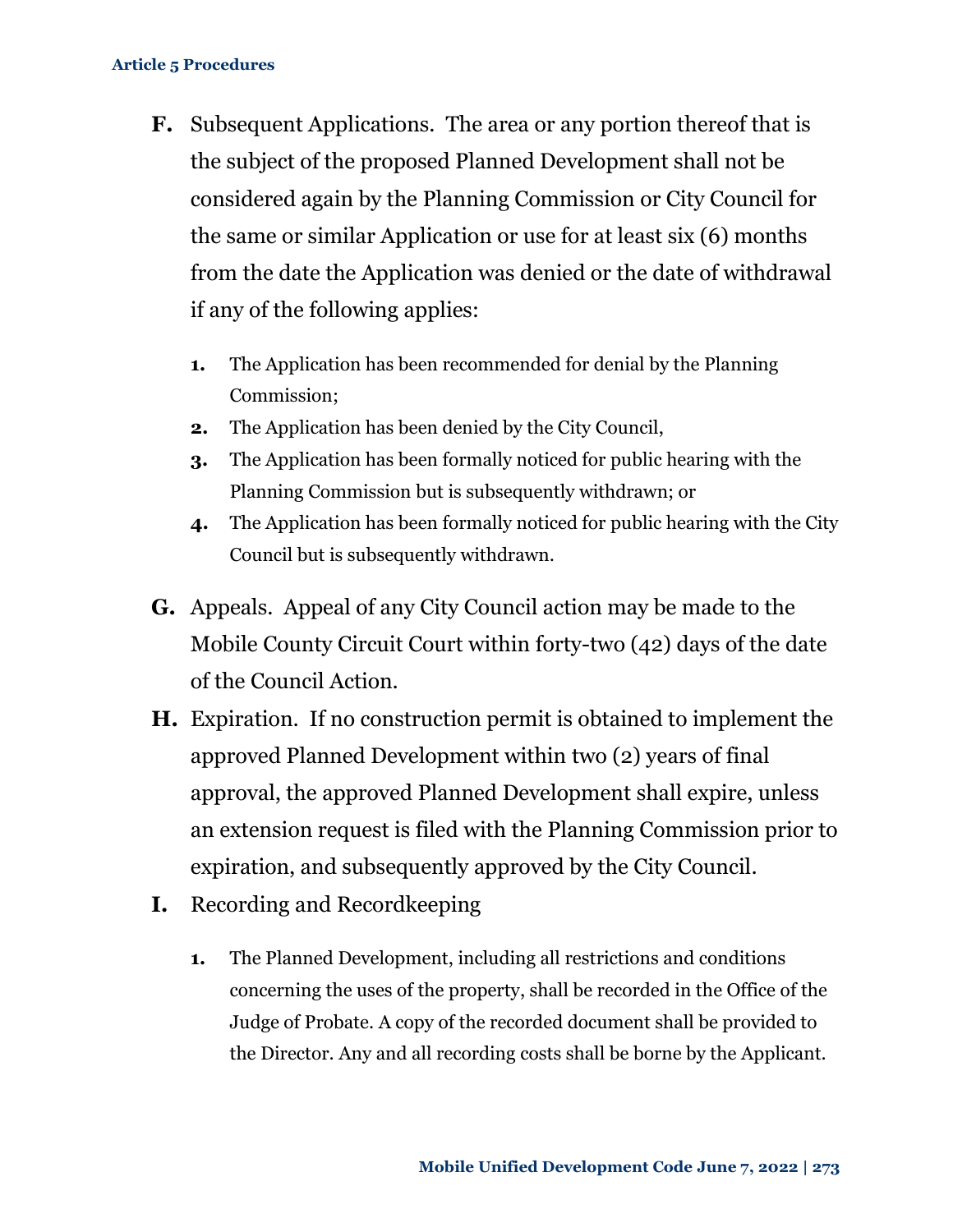**F.** Subsequent Applications. The area or any portion thereof that is the subject of the proposed Planned Development shall not be considered again by the Planning Commission or City Council for the same or similar Application or use for at least six (6) months from the date the Application was denied or the date of withdrawal if any of the following applies:

1. The Application has been recommended for denial by the Planning Commission;
2. The Application has been denied by the City Council,
3. The Application has been formally noticed for public hearing with the Planning Commission but is subsequently withdrawn; or
4. The Application has been formally noticed for public hearing with the City Council but is subsequently withdrawn.

**G.** Appeals. Appeal of any City Council action may be made to the Mobile County Circuit Court within forty-two (42) days of the date of the Council Action.

**H.** Expiration. If no construction permit is obtained to implement the approved Planned Development within two (2) years of final approval, the approved Planned Development shall expire, unless an extension request is filed with the Planning Commission prior to expiration, and subsequently approved by the City Council.

**I.** Recording and Recordkeeping

1. The Planned Development, including all restrictions and conditions concerning the uses of the property, shall be recorded in the Office of the Judge of Probate. A copy of the recorded document shall be provided to the Director. Any and all recording costs shall be borne by the Applicant.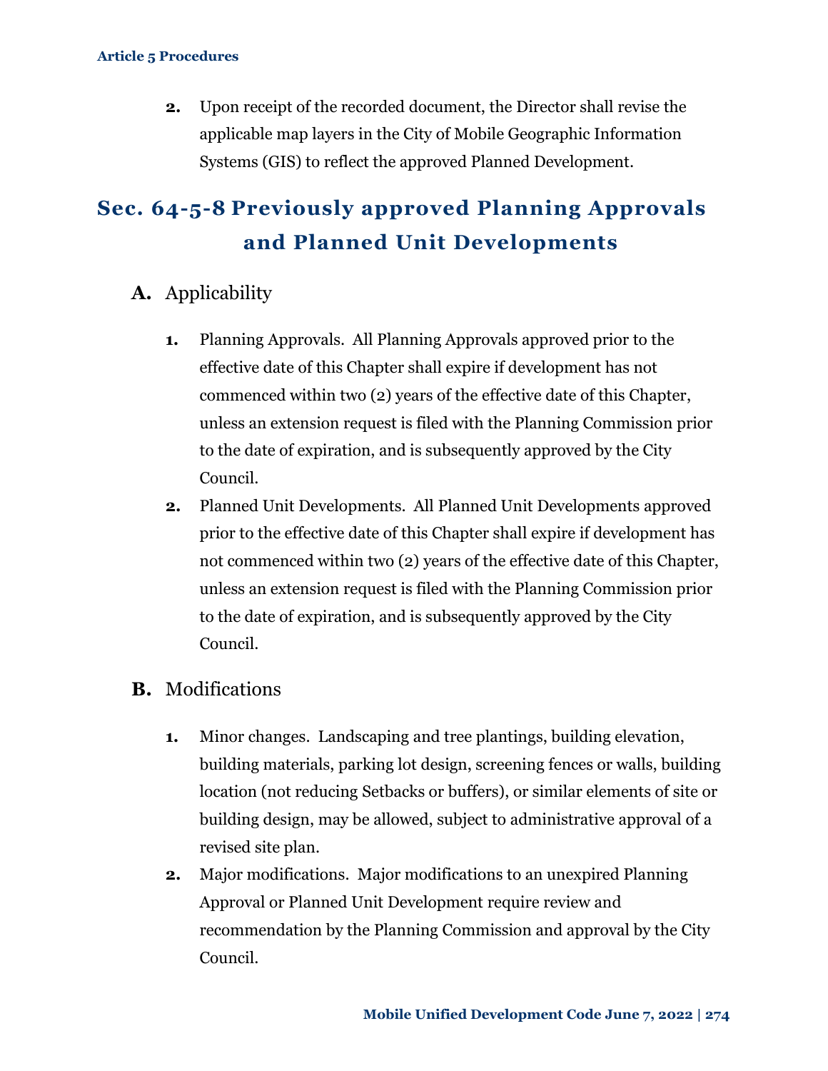2. Upon receipt of the recorded document, the Director shall revise the applicable map layers in the City of Mobile Geographic Information Systems (GIS) to reflect the approved Planned Development.

## Sec. 64-5-8 Previously approved Planning Approvals and Planned Unit Developments

### A. Applicability

1. Planning Approvals. All Planning Approvals approved prior to the effective date of this Chapter shall expire if development has not commenced within two (2) years of the effective date of this Chapter, unless an extension request is filed with the Planning Commission prior to the date of expiration, and is subsequently approved by the City Council.
2. Planned Unit Developments. All Planned Unit Developments approved prior to the effective date of this Chapter shall expire if development has not commenced within two (2) years of the effective date of this Chapter, unless an extension request is filed with the Planning Commission prior to the date of expiration, and is subsequently approved by the City Council.

### B. Modifications

1. Minor changes. Landscaping and tree plantings, building elevation, building materials, parking lot design, screening fences or walls, building location (not reducing Setbacks or buffers), or similar elements of site or building design, may be allowed, subject to administrative approval of a revised site plan.
2. Major modifications. Major modifications to an unexpired Planning Approval or Planned Unit Development require review and recommendation by the Planning Commission and approval by the City Council.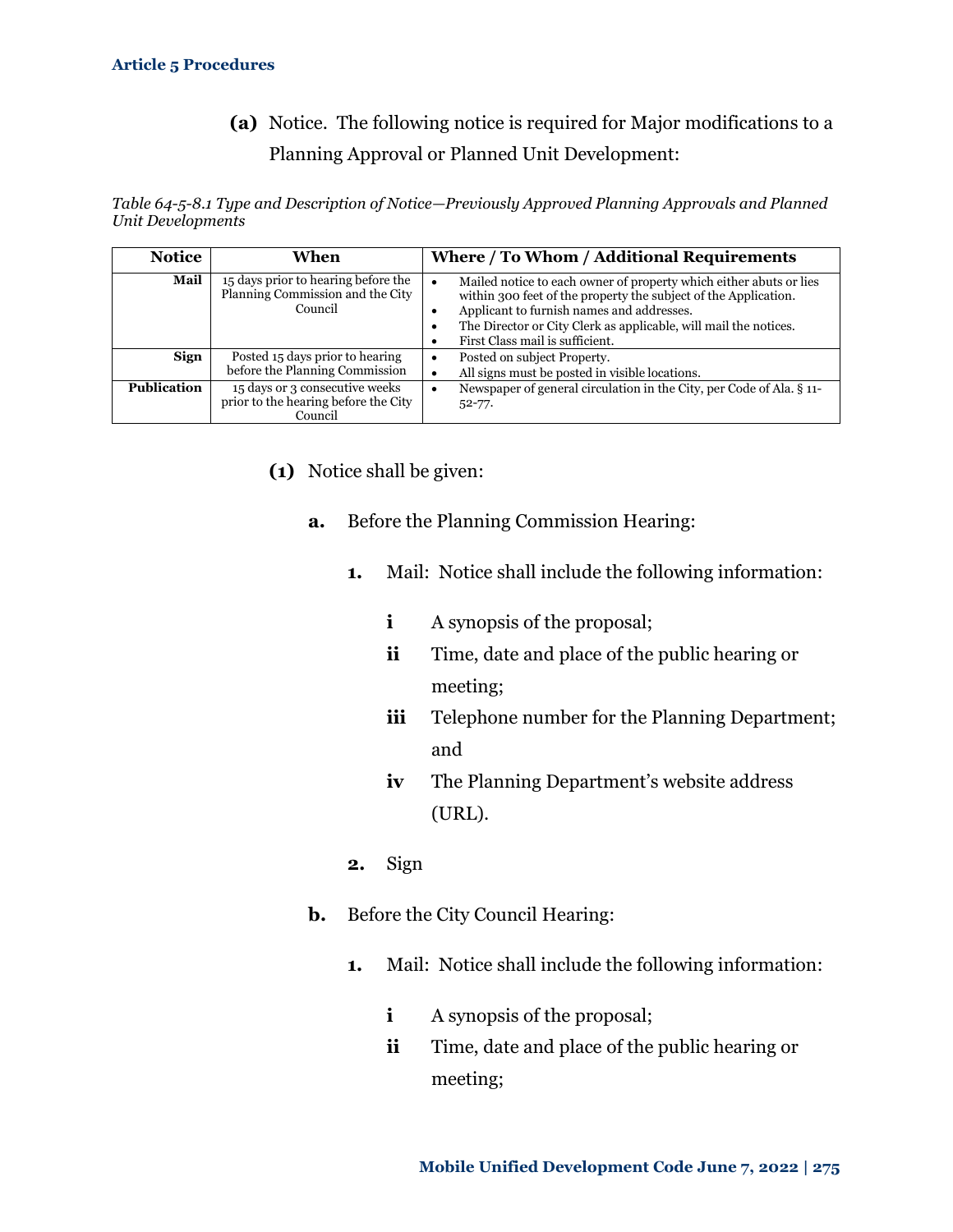**(a)** Notice. The following notice is required for Major modifications to a Planning Approval or Planned Unit Development:

*Table 64-5-8.1 Type and Description of Notice—Previously Approved Planning Approvals and Planned Unit Developments*

| Notice | When | Where / To Whom / Additional Requirements |
|---|---|---|
| **Mail** | 15 days prior to hearing before the Planning Commission and the City Council | • Mailed notice to each owner of property which either abuts or lies within 300 feet of the property the subject of the Application.<br>• Applicant to furnish names and addresses.<br>• The Director or City Clerk as applicable, will mail the notices.<br>• First Class mail is sufficient. |
| **Sign** | Posted 15 days prior to hearing before the Planning Commission | • Posted on subject Property.<br>• All signs must be posted in visible locations. |
| **Publication** | 15 days or 3 consecutive weeks prior to the hearing before the City Council | • Newspaper of general circulation in the City, per Code of Ala. § 11-52-77. |

**(1)** Notice shall be given:

**a.** Before the Planning Commission Hearing:

**1.** Mail: Notice shall include the following information:

**i** A synopsis of the proposal;

**ii** Time, date and place of the public hearing or meeting;

**iii** Telephone number for the Planning Department; and

**iv** The Planning Department's website address (URL).

**2.** Sign

**b.** Before the City Council Hearing:

**1.** Mail: Notice shall include the following information:

**i** A synopsis of the proposal;

**ii** Time, date and place of the public hearing or meeting;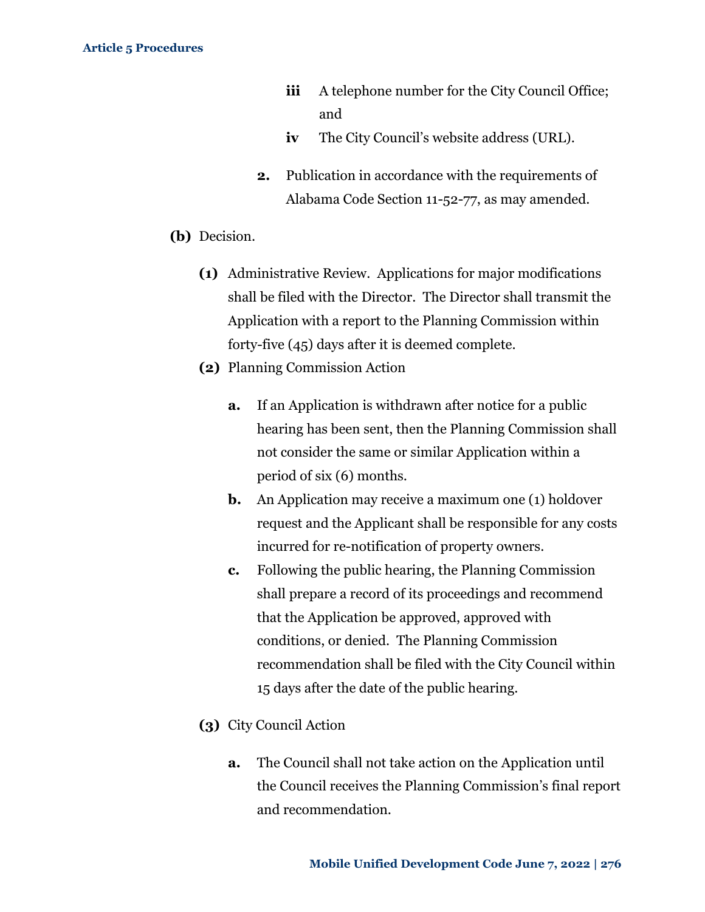- **iii** A telephone number for the City Council Office; and
- **iv** The City Council's website address (URL).

**2.** Publication in accordance with the requirements of Alabama Code Section 11-52-77, as may amended.

**(b)** Decision.

**(1)** Administrative Review. Applications for major modifications shall be filed with the Director. The Director shall transmit the Application with a report to the Planning Commission within forty-five (45) days after it is deemed complete.

**(2)** Planning Commission Action

**a.** If an Application is withdrawn after notice for a public hearing has been sent, then the Planning Commission shall not consider the same or similar Application within a period of six (6) months.

**b.** An Application may receive a maximum one (1) holdover request and the Applicant shall be responsible for any costs incurred for re-notification of property owners.

**c.** Following the public hearing, the Planning Commission shall prepare a record of its proceedings and recommend that the Application be approved, approved with conditions, or denied. The Planning Commission recommendation shall be filed with the City Council within 15 days after the date of the public hearing.

**(3)** City Council Action

**a.** The Council shall not take action on the Application until the Council receives the Planning Commission's final report and recommendation.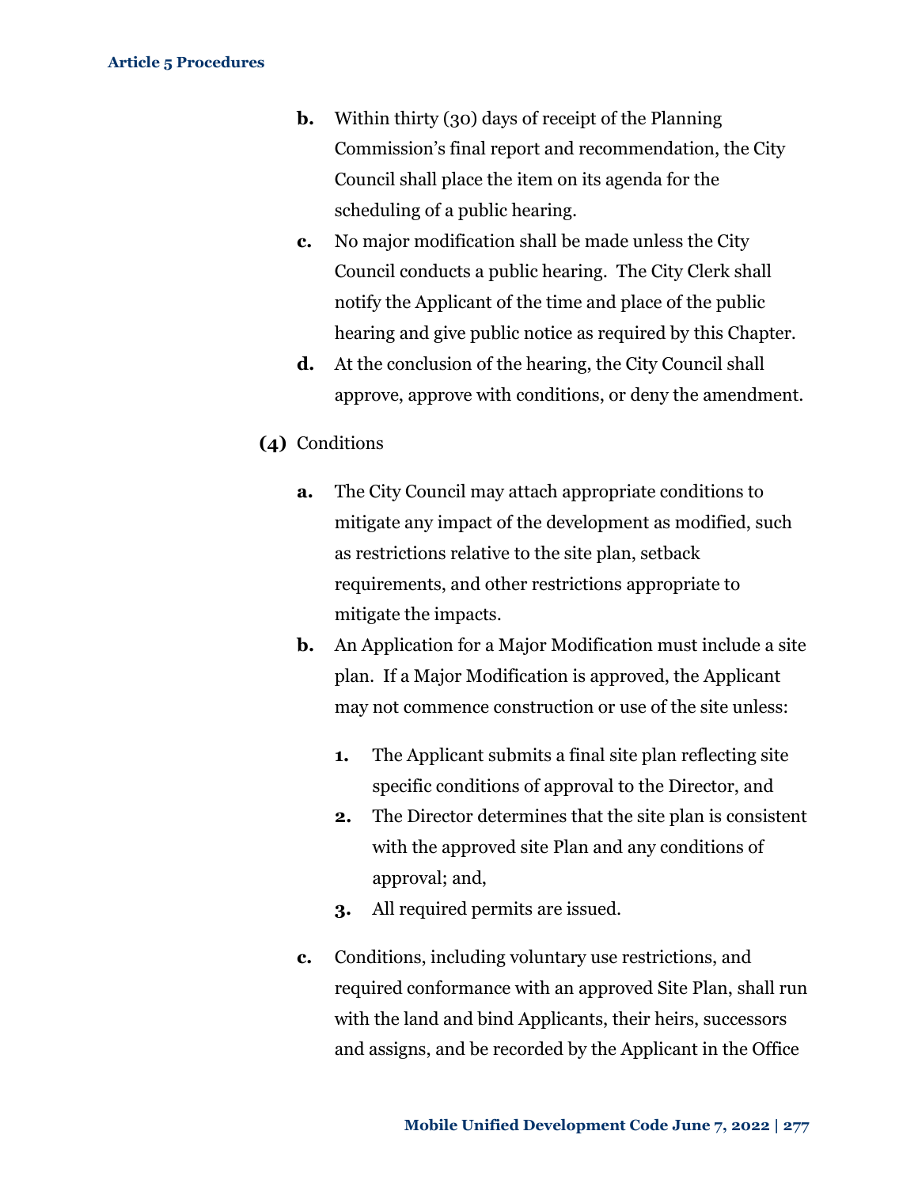**b.** Within thirty (30) days of receipt of the Planning Commission's final report and recommendation, the City Council shall place the item on its agenda for the scheduling of a public hearing.

**c.** No major modification shall be made unless the City Council conducts a public hearing. The City Clerk shall notify the Applicant of the time and place of the public hearing and give public notice as required by this Chapter.

**d.** At the conclusion of the hearing, the City Council shall approve, approve with conditions, or deny the amendment.

**(4)** Conditions

**a.** The City Council may attach appropriate conditions to mitigate any impact of the development as modified, such as restrictions relative to the site plan, setback requirements, and other restrictions appropriate to mitigate the impacts.

**b.** An Application for a Major Modification must include a site plan. If a Major Modification is approved, the Applicant may not commence construction or use of the site unless:

**1.** The Applicant submits a final site plan reflecting site specific conditions of approval to the Director, and

**2.** The Director determines that the site plan is consistent with the approved site Plan and any conditions of approval; and,

**3.** All required permits are issued.

**c.** Conditions, including voluntary use restrictions, and required conformance with an approved Site Plan, shall run with the land and bind Applicants, their heirs, successors and assigns, and be recorded by the Applicant in the Office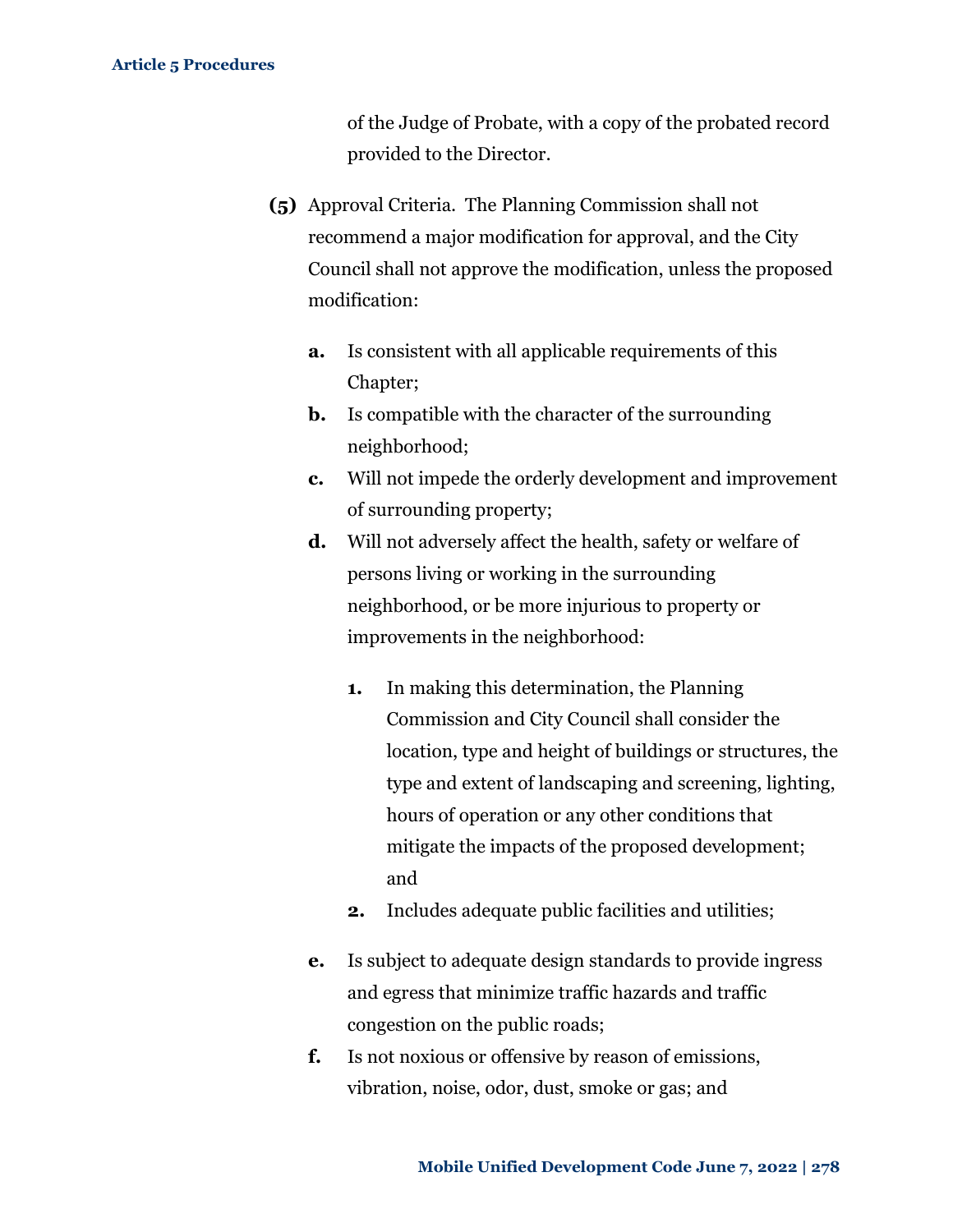of the Judge of Probate, with a copy of the probated record provided to the Director.

**(5)** Approval Criteria. The Planning Commission shall not recommend a major modification for approval, and the City Council shall not approve the modification, unless the proposed modification:

**a.** Is consistent with all applicable requirements of this Chapter;

**b.** Is compatible with the character of the surrounding neighborhood;

**c.** Will not impede the orderly development and improvement of surrounding property;

**d.** Will not adversely affect the health, safety or welfare of persons living or working in the surrounding neighborhood, or be more injurious to property or improvements in the neighborhood:

**1.** In making this determination, the Planning Commission and City Council shall consider the location, type and height of buildings or structures, the type and extent of landscaping and screening, lighting, hours of operation or any other conditions that mitigate the impacts of the proposed development; and

**2.** Includes adequate public facilities and utilities;

**e.** Is subject to adequate design standards to provide ingress and egress that minimize traffic hazards and traffic congestion on the public roads;

**f.** Is not noxious or offensive by reason of emissions, vibration, noise, odor, dust, smoke or gas; and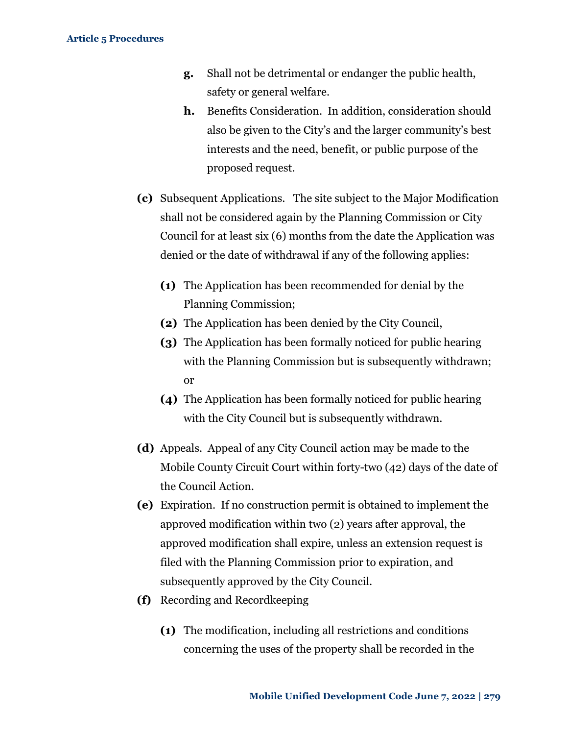- **g.** Shall not be detrimental or endanger the public health, safety or general welfare.
- **h.** Benefits Consideration. In addition, consideration should also be given to the City's and the larger community's best interests and the need, benefit, or public purpose of the proposed request.

**(c)** Subsequent Applications. The site subject to the Major Modification shall not be considered again by the Planning Commission or City Council for at least six (6) months from the date the Application was denied or the date of withdrawal if any of the following applies:

- **(1)** The Application has been recommended for denial by the Planning Commission;
- **(2)** The Application has been denied by the City Council,
- **(3)** The Application has been formally noticed for public hearing with the Planning Commission but is subsequently withdrawn; or
- **(4)** The Application has been formally noticed for public hearing with the City Council but is subsequently withdrawn.

**(d)** Appeals. Appeal of any City Council action may be made to the Mobile County Circuit Court within forty-two (42) days of the date of the Council Action.

**(e)** Expiration. If no construction permit is obtained to implement the approved modification within two (2) years after approval, the approved modification shall expire, unless an extension request is filed with the Planning Commission prior to expiration, and subsequently approved by the City Council.

**(f)** Recording and Recordkeeping

- **(1)** The modification, including all restrictions and conditions concerning the uses of the property shall be recorded in the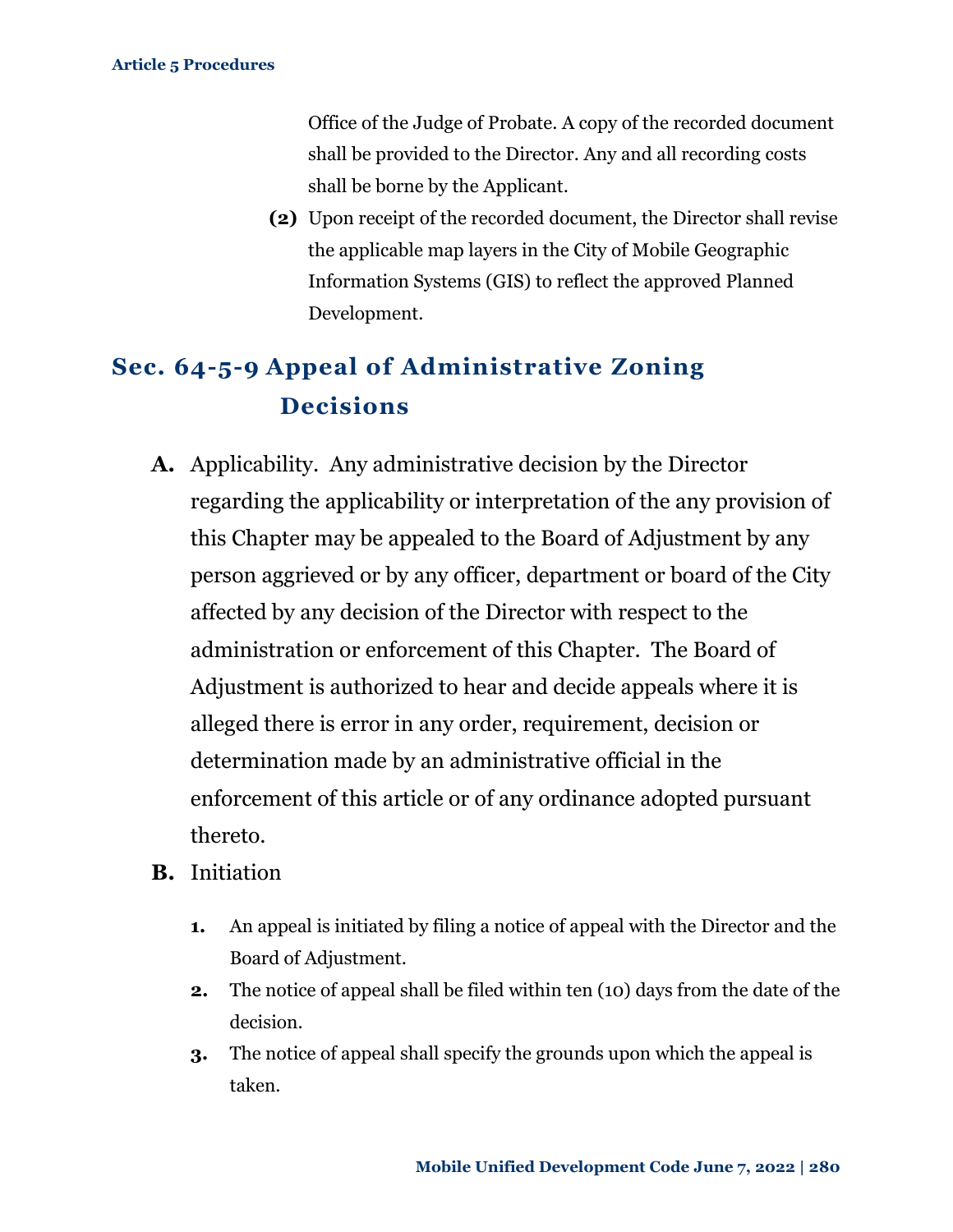Office of the Judge of Probate. A copy of the recorded document shall be provided to the Director. Any and all recording costs shall be borne by the Applicant.

**(2)** Upon receipt of the recorded document, the Director shall revise the applicable map layers in the City of Mobile Geographic Information Systems (GIS) to reflect the approved Planned Development.

## Sec. 64-5-9 Appeal of Administrative Zoning Decisions

**A.** Applicability. Any administrative decision by the Director regarding the applicability or interpretation of the any provision of this Chapter may be appealed to the Board of Adjustment by any person aggrieved or by any officer, department or board of the City affected by any decision of the Director with respect to the administration or enforcement of this Chapter. The Board of Adjustment is authorized to hear and decide appeals where it is alleged there is error in any order, requirement, decision or determination made by an administrative official in the enforcement of this article or of any ordinance adopted pursuant thereto.

**B.** Initiation

**1.** An appeal is initiated by filing a notice of appeal with the Director and the Board of Adjustment.

**2.** The notice of appeal shall be filed within ten (10) days from the date of the decision.

**3.** The notice of appeal shall specify the grounds upon which the appeal is taken.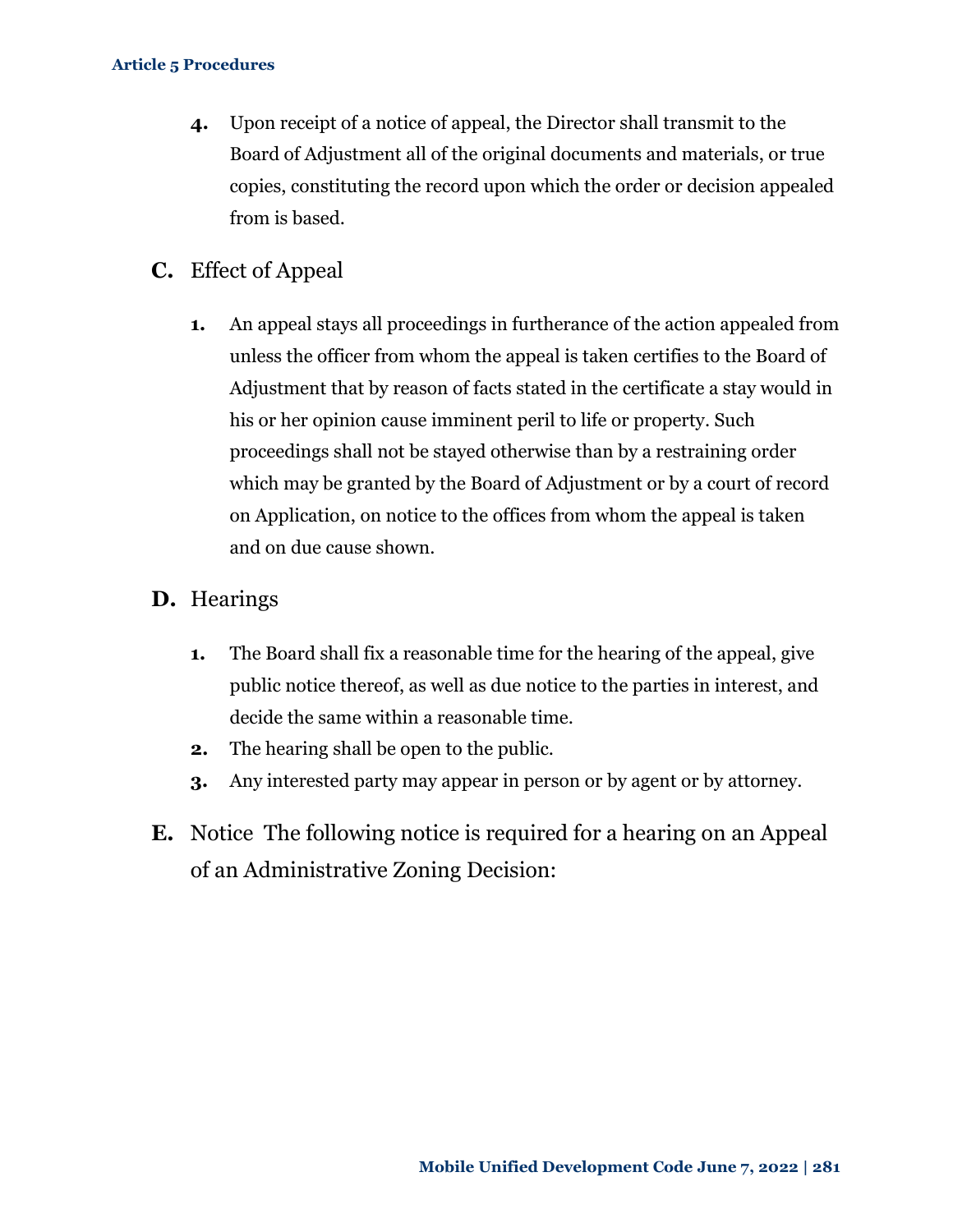4. Upon receipt of a notice of appeal, the Director shall transmit to the Board of Adjustment all of the original documents and materials, or true copies, constituting the record upon which the order or decision appealed from is based.

## C. Effect of Appeal

1. An appeal stays all proceedings in furtherance of the action appealed from unless the officer from whom the appeal is taken certifies to the Board of Adjustment that by reason of facts stated in the certificate a stay would in his or her opinion cause imminent peril to life or property. Such proceedings shall not be stayed otherwise than by a restraining order which may be granted by the Board of Adjustment or by a court of record on Application, on notice to the offices from whom the appeal is taken and on due cause shown.

## D. Hearings

1. The Board shall fix a reasonable time for the hearing of the appeal, give public notice thereof, as well as due notice to the parties in interest, and decide the same within a reasonable time.
2. The hearing shall be open to the public.
3. Any interested party may appear in person or by agent or by attorney.

## E. Notice The following notice is required for a hearing on an Appeal of an Administrative Zoning Decision: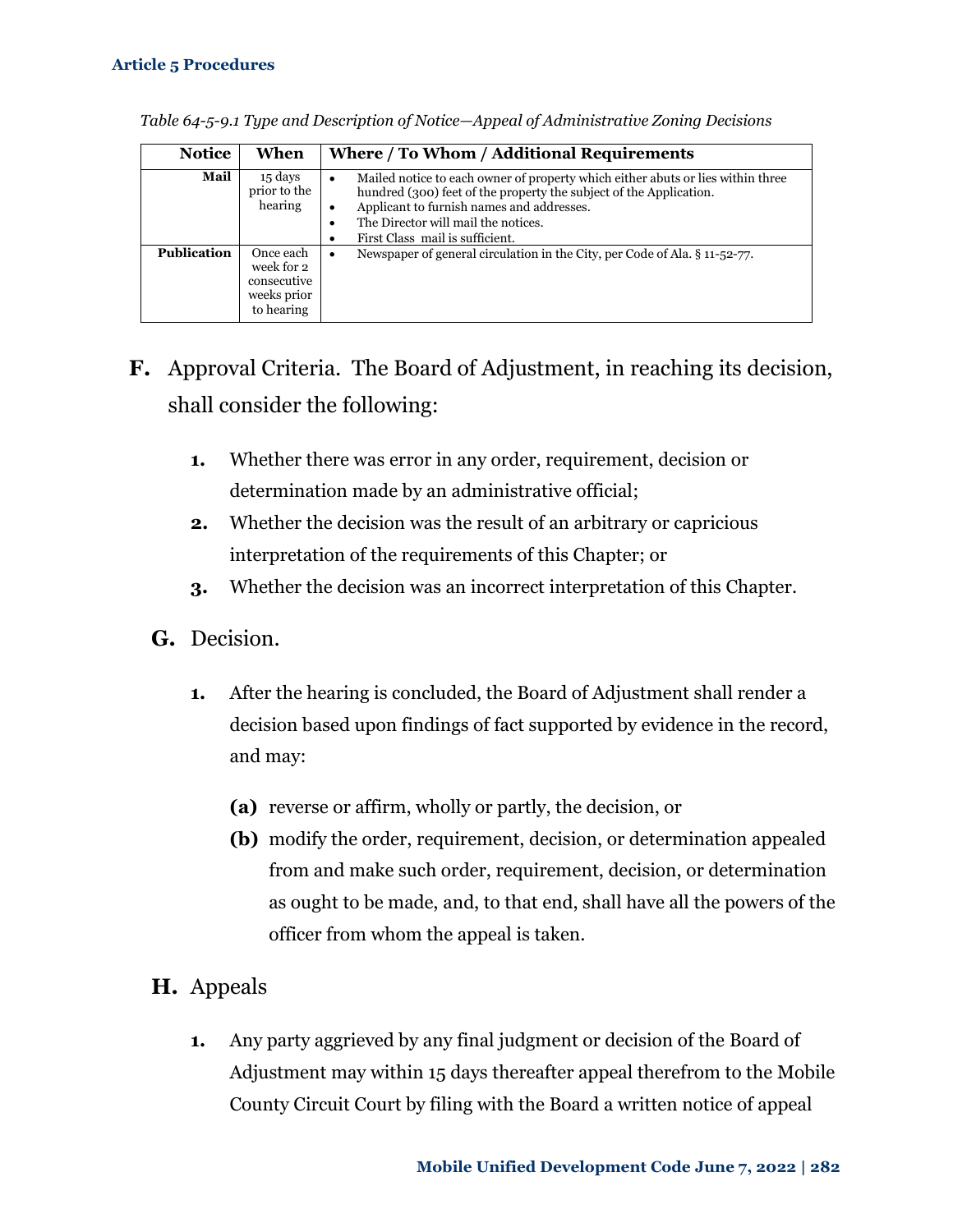*Table 64-5-9.1 Type and Description of Notice—Appeal of Administrative Zoning Decisions*

| Notice | When | Where / To Whom / Additional Requirements |
|---|---|---|
| **Mail** | 15 days prior to the hearing | • Mailed notice to each owner of property which either abuts or lies within three hundred (300) feet of the property the subject of the Application.<br>• Applicant to furnish names and addresses.<br>• The Director will mail the notices.<br>• First Class mail is sufficient. |
| **Publication** | Once each week for 2 consecutive weeks prior to hearing | • Newspaper of general circulation in the City, per Code of Ala. § 11-52-77. |

**F.** Approval Criteria. The Board of Adjustment, in reaching its decision, shall consider the following:

**1.** Whether there was error in any order, requirement, decision or determination made by an administrative official;

**2.** Whether the decision was the result of an arbitrary or capricious interpretation of the requirements of this Chapter; or

**3.** Whether the decision was an incorrect interpretation of this Chapter.

**G.** Decision.

**1.** After the hearing is concluded, the Board of Adjustment shall render a decision based upon findings of fact supported by evidence in the record, and may:

**(a)** reverse or affirm, wholly or partly, the decision, or

**(b)** modify the order, requirement, decision, or determination appealed from and make such order, requirement, decision, or determination as ought to be made, and, to that end, shall have all the powers of the officer from whom the appeal is taken.

**H.** Appeals

**1.** Any party aggrieved by any final judgment or decision of the Board of Adjustment may within 15 days thereafter appeal therefrom to the Mobile County Circuit Court by filing with the Board a written notice of appeal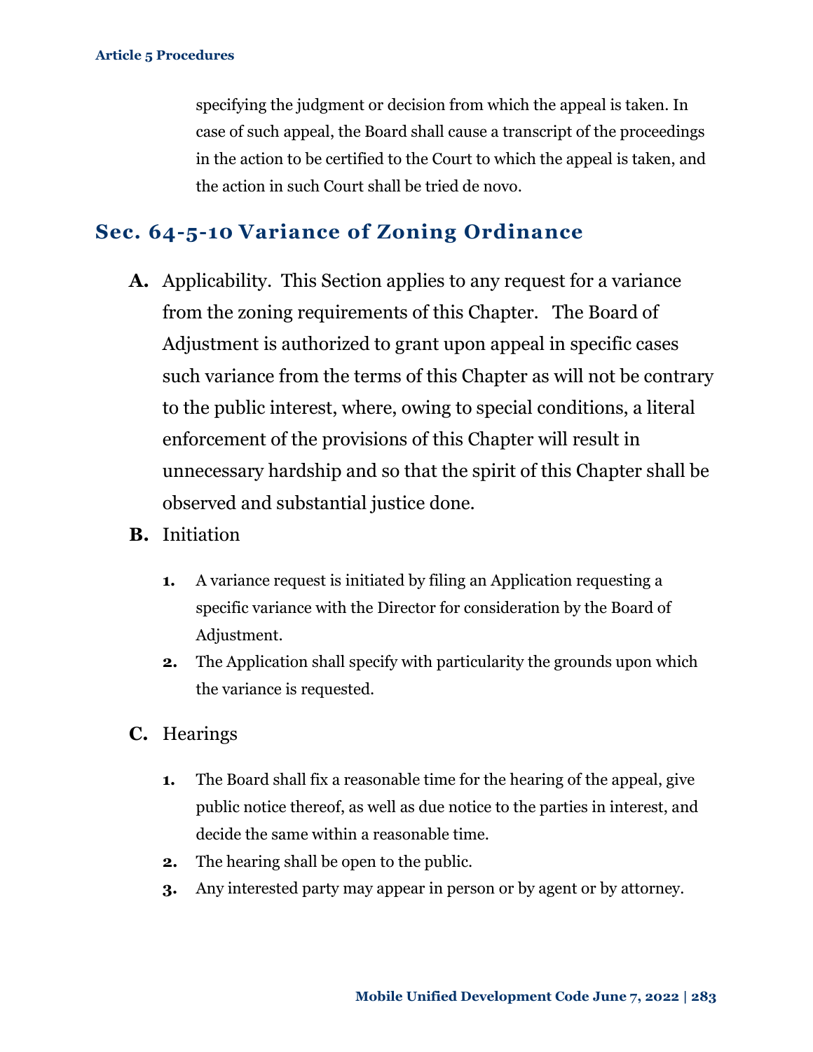specifying the judgment or decision from which the appeal is taken. In case of such appeal, the Board shall cause a transcript of the proceedings in the action to be certified to the Court to which the appeal is taken, and the action in such Court shall be tried de novo.

## Sec. 64-5-10 Variance of Zoning Ordinance

**A.** Applicability. This Section applies to any request for a variance from the zoning requirements of this Chapter. The Board of Adjustment is authorized to grant upon appeal in specific cases such variance from the terms of this Chapter as will not be contrary to the public interest, where, owing to special conditions, a literal enforcement of the provisions of this Chapter will result in unnecessary hardship and so that the spirit of this Chapter shall be observed and substantial justice done.

**B.** Initiation

1. A variance request is initiated by filing an Application requesting a specific variance with the Director for consideration by the Board of Adjustment.
2. The Application shall specify with particularity the grounds upon which the variance is requested.

**C.** Hearings

1. The Board shall fix a reasonable time for the hearing of the appeal, give public notice thereof, as well as due notice to the parties in interest, and decide the same within a reasonable time.
2. The hearing shall be open to the public.
3. Any interested party may appear in person or by agent or by attorney.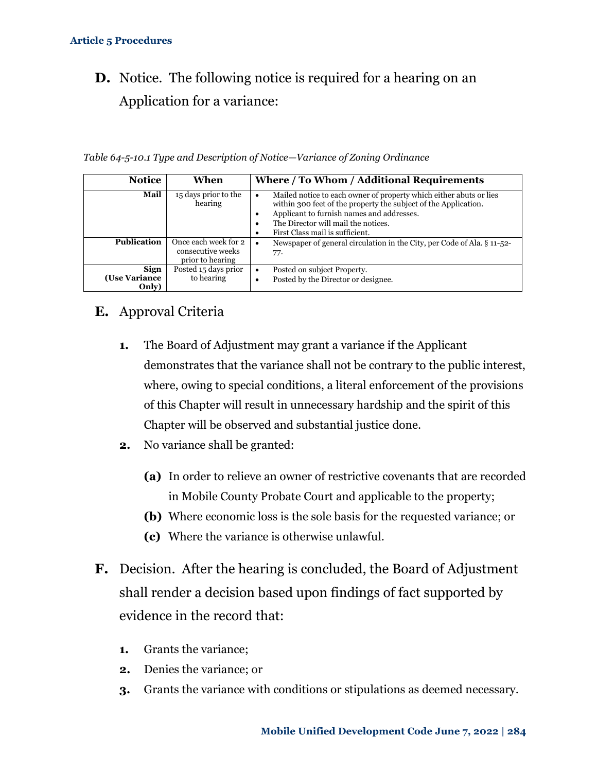**D.** Notice. The following notice is required for a hearing on an Application for a variance:

*Table 64-5-10.1 Type and Description of Notice—Variance of Zoning Ordinance*

| Notice | When | Where / To Whom / Additional Requirements |
|---|---|---|
| **Mail** | 15 days prior to the hearing | • Mailed notice to each owner of property which either abuts or lies within 300 feet of the property the subject of the Application.<br>• Applicant to furnish names and addresses.<br>• The Director will mail the notices.<br>• First Class mail is sufficient. |
| **Publication** | Once each week for 2 consecutive weeks prior to hearing | • Newspaper of general circulation in the City, per Code of Ala. § 11-52-77. |
| **Sign (Use Variance Only)** | Posted 15 days prior to hearing | • Posted on subject Property.<br>• Posted by the Director or designee. |

**E.** Approval Criteria

1. The Board of Adjustment may grant a variance if the Applicant demonstrates that the variance shall not be contrary to the public interest, where, owing to special conditions, a literal enforcement of the provisions of this Chapter will result in unnecessary hardship and the spirit of this Chapter will be observed and substantial justice done.
2. No variance shall be granted:
   - **(a)** In order to relieve an owner of restrictive covenants that are recorded in Mobile County Probate Court and applicable to the property;
   - **(b)** Where economic loss is the sole basis for the requested variance; or
   - **(c)** Where the variance is otherwise unlawful.

**F.** Decision. After the hearing is concluded, the Board of Adjustment shall render a decision based upon findings of fact supported by evidence in the record that:

1. Grants the variance;
2. Denies the variance; or
3. Grants the variance with conditions or stipulations as deemed necessary.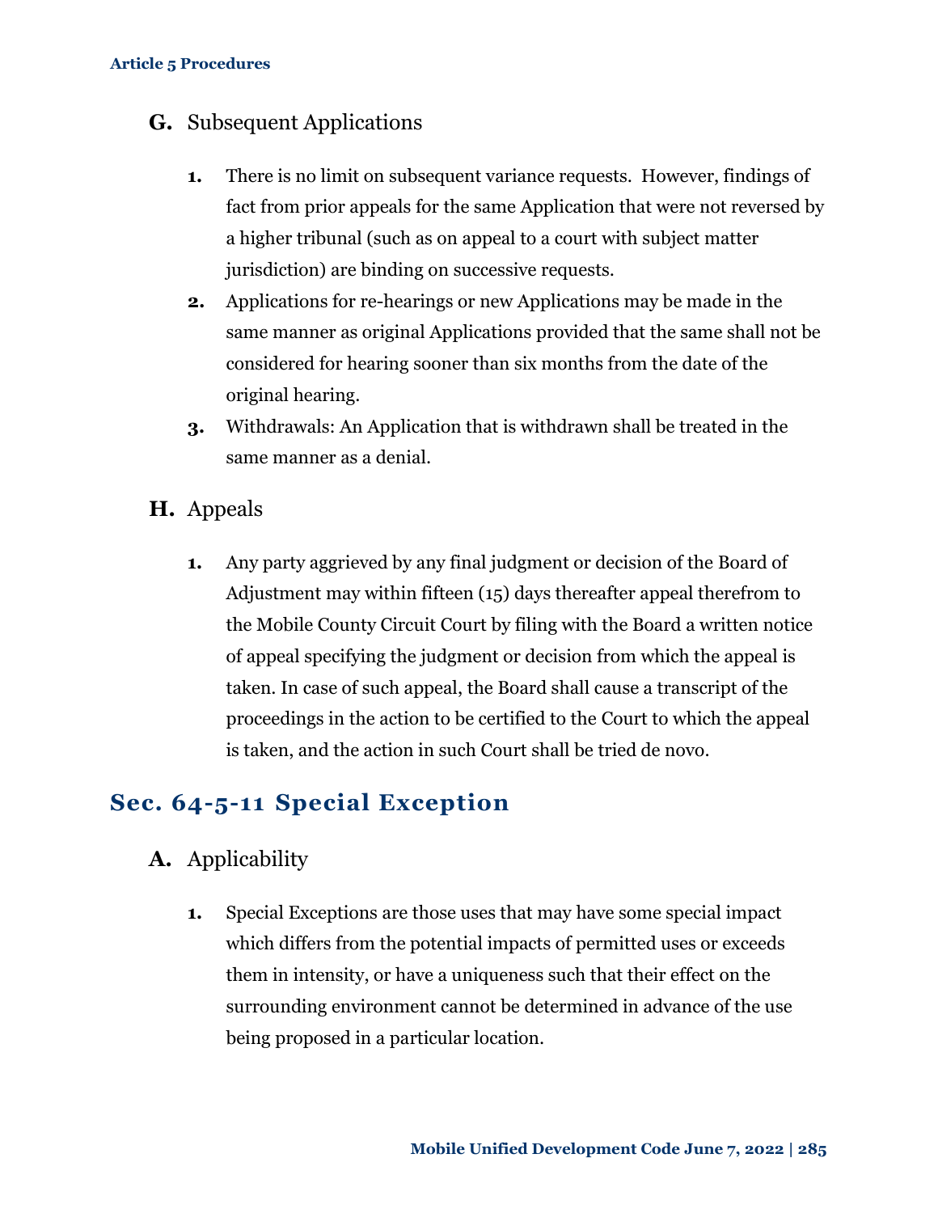### G. Subsequent Applications

1. There is no limit on subsequent variance requests. However, findings of fact from prior appeals for the same Application that were not reversed by a higher tribunal (such as on appeal to a court with subject matter jurisdiction) are binding on successive requests.
2. Applications for re-hearings or new Applications may be made in the same manner as original Applications provided that the same shall not be considered for hearing sooner than six months from the date of the original hearing.
3. Withdrawals: An Application that is withdrawn shall be treated in the same manner as a denial.

### H. Appeals

1. Any party aggrieved by any final judgment or decision of the Board of Adjustment may within fifteen (15) days thereafter appeal therefrom to the Mobile County Circuit Court by filing with the Board a written notice of appeal specifying the judgment or decision from which the appeal is taken. In case of such appeal, the Board shall cause a transcript of the proceedings in the action to be certified to the Court to which the appeal is taken, and the action in such Court shall be tried de novo.

## Sec. 64-5-11 Special Exception

### A. Applicability

1. Special Exceptions are those uses that may have some special impact which differs from the potential impacts of permitted uses or exceeds them in intensity, or have a uniqueness such that their effect on the surrounding environment cannot be determined in advance of the use being proposed in a particular location.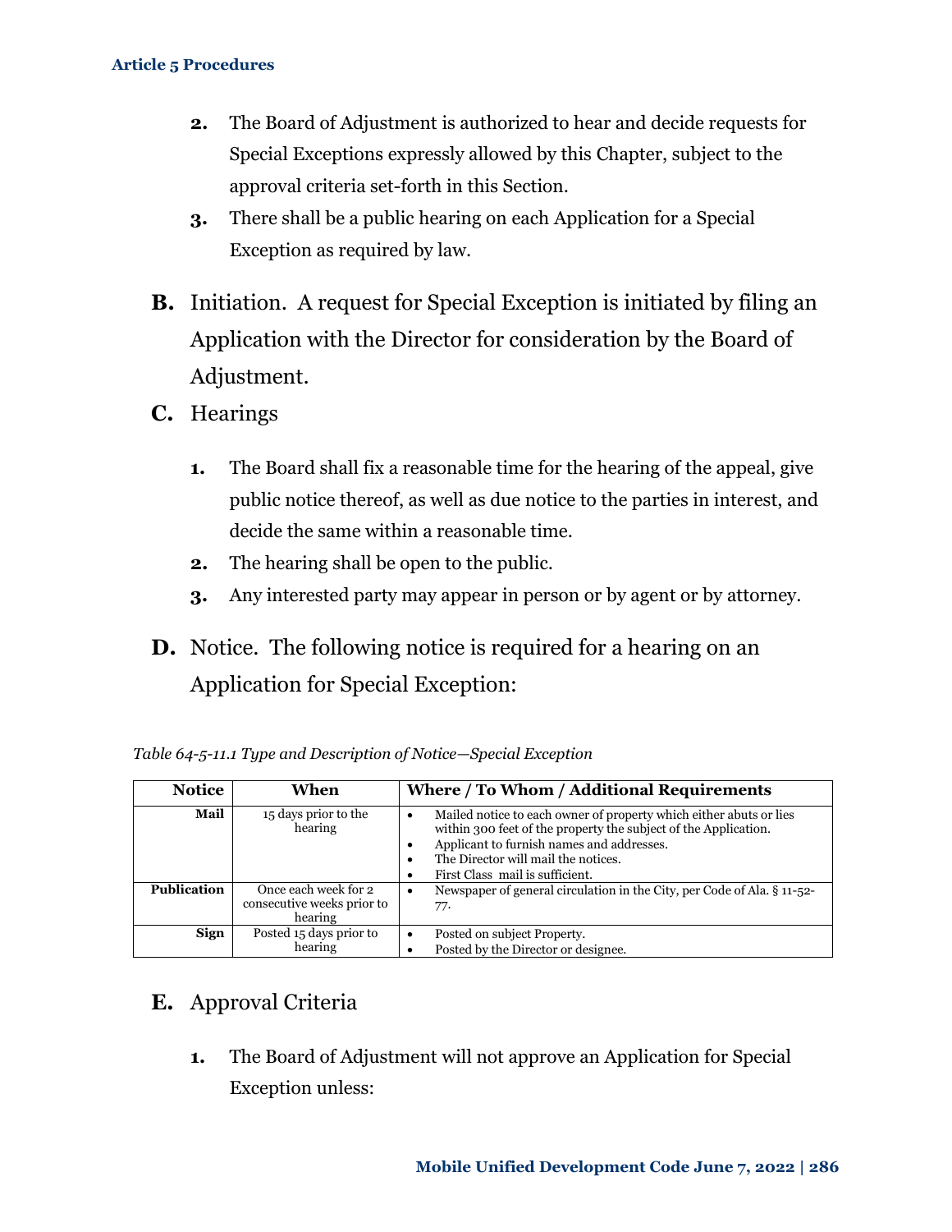2. The Board of Adjustment is authorized to hear and decide requests for Special Exceptions expressly allowed by this Chapter, subject to the approval criteria set-forth in this Section.
3. There shall be a public hearing on each Application for a Special Exception as required by law.

**B.** Initiation. A request for Special Exception is initiated by filing an Application with the Director for consideration by the Board of Adjustment.

**C.** Hearings

1. The Board shall fix a reasonable time for the hearing of the appeal, give public notice thereof, as well as due notice to the parties in interest, and decide the same within a reasonable time.
2. The hearing shall be open to the public.
3. Any interested party may appear in person or by agent or by attorney.

**D.** Notice. The following notice is required for a hearing on an Application for Special Exception:

*Table 64-5-11.1 Type and Description of Notice—Special Exception*

| Notice | When | Where / To Whom / Additional Requirements |
|---|---|---|
| **Mail** | 15 days prior to the hearing | • Mailed notice to each owner of property which either abuts or lies within 300 feet of the property the subject of the Application.<br>• Applicant to furnish names and addresses.<br>• The Director will mail the notices.<br>• First Class mail is sufficient. |
| **Publication** | Once each week for 2 consecutive weeks prior to hearing | • Newspaper of general circulation in the City, per Code of Ala. § 11-52-77. |
| **Sign** | Posted 15 days prior to hearing | • Posted on subject Property.<br>• Posted by the Director or designee. |

**E.** Approval Criteria

1. The Board of Adjustment will not approve an Application for Special Exception unless: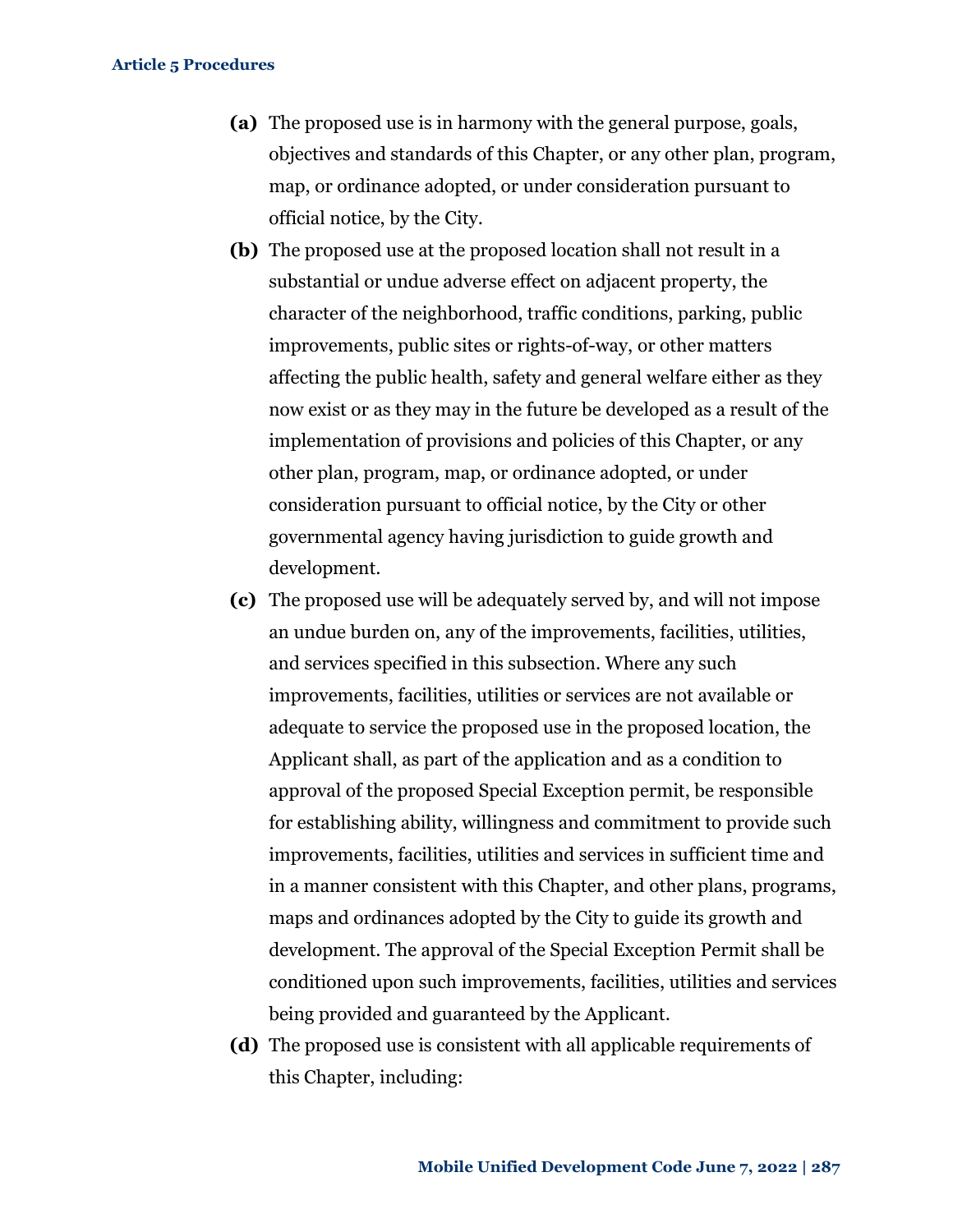**(a)** The proposed use is in harmony with the general purpose, goals, objectives and standards of this Chapter, or any other plan, program, map, or ordinance adopted, or under consideration pursuant to official notice, by the City.

**(b)** The proposed use at the proposed location shall not result in a substantial or undue adverse effect on adjacent property, the character of the neighborhood, traffic conditions, parking, public improvements, public sites or rights-of-way, or other matters affecting the public health, safety and general welfare either as they now exist or as they may in the future be developed as a result of the implementation of provisions and policies of this Chapter, or any other plan, program, map, or ordinance adopted, or under consideration pursuant to official notice, by the City or other governmental agency having jurisdiction to guide growth and development.

**(c)** The proposed use will be adequately served by, and will not impose an undue burden on, any of the improvements, facilities, utilities, and services specified in this subsection. Where any such improvements, facilities, utilities or services are not available or adequate to service the proposed use in the proposed location, the Applicant shall, as part of the application and as a condition to approval of the proposed Special Exception permit, be responsible for establishing ability, willingness and commitment to provide such improvements, facilities, utilities and services in sufficient time and in a manner consistent with this Chapter, and other plans, programs, maps and ordinances adopted by the City to guide its growth and development. The approval of the Special Exception Permit shall be conditioned upon such improvements, facilities, utilities and services being provided and guaranteed by the Applicant.

**(d)** The proposed use is consistent with all applicable requirements of this Chapter, including: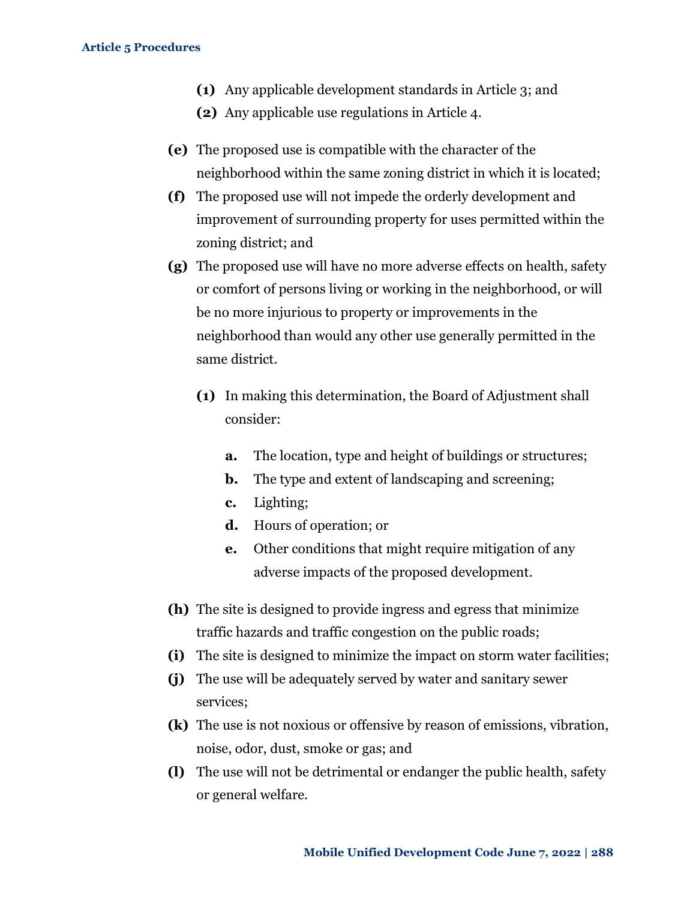**(1)** Any applicable development standards in Article 3; and

**(2)** Any applicable use regulations in Article 4.

**(e)** The proposed use is compatible with the character of the neighborhood within the same zoning district in which it is located;

**(f)** The proposed use will not impede the orderly development and improvement of surrounding property for uses permitted within the zoning district; and

**(g)** The proposed use will have no more adverse effects on health, safety or comfort of persons living or working in the neighborhood, or will be no more injurious to property or improvements in the neighborhood than would any other use generally permitted in the same district.

**(1)** In making this determination, the Board of Adjustment shall consider:

**a.** The location, type and height of buildings or structures;

**b.** The type and extent of landscaping and screening;

**c.** Lighting;

**d.** Hours of operation; or

**e.** Other conditions that might require mitigation of any adverse impacts of the proposed development.

**(h)** The site is designed to provide ingress and egress that minimize traffic hazards and traffic congestion on the public roads;

**(i)** The site is designed to minimize the impact on storm water facilities;

**(j)** The use will be adequately served by water and sanitary sewer services;

**(k)** The use is not noxious or offensive by reason of emissions, vibration, noise, odor, dust, smoke or gas; and

**(l)** The use will not be detrimental or endanger the public health, safety or general welfare.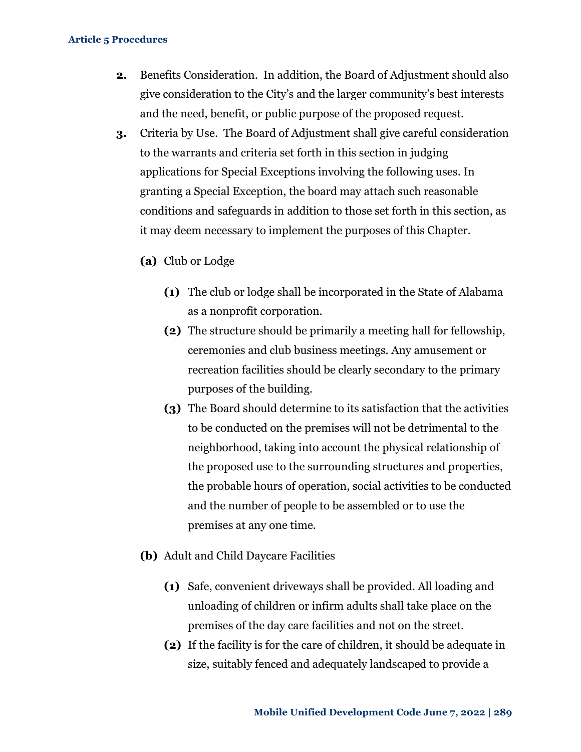**2.** Benefits Consideration. In addition, the Board of Adjustment should also give consideration to the City's and the larger community's best interests and the need, benefit, or public purpose of the proposed request.

**3.** Criteria by Use. The Board of Adjustment shall give careful consideration to the warrants and criteria set forth in this section in judging applications for Special Exceptions involving the following uses. In granting a Special Exception, the board may attach such reasonable conditions and safeguards in addition to those set forth in this section, as it may deem necessary to implement the purposes of this Chapter.

**(a)** Club or Lodge

**(1)** The club or lodge shall be incorporated in the State of Alabama as a nonprofit corporation.

**(2)** The structure should be primarily a meeting hall for fellowship, ceremonies and club business meetings. Any amusement or recreation facilities should be clearly secondary to the primary purposes of the building.

**(3)** The Board should determine to its satisfaction that the activities to be conducted on the premises will not be detrimental to the neighborhood, taking into account the physical relationship of the proposed use to the surrounding structures and properties, the probable hours of operation, social activities to be conducted and the number of people to be assembled or to use the premises at any one time.

**(b)** Adult and Child Daycare Facilities

**(1)** Safe, convenient driveways shall be provided. All loading and unloading of children or infirm adults shall take place on the premises of the day care facilities and not on the street.

**(2)** If the facility is for the care of children, it should be adequate in size, suitably fenced and adequately landscaped to provide a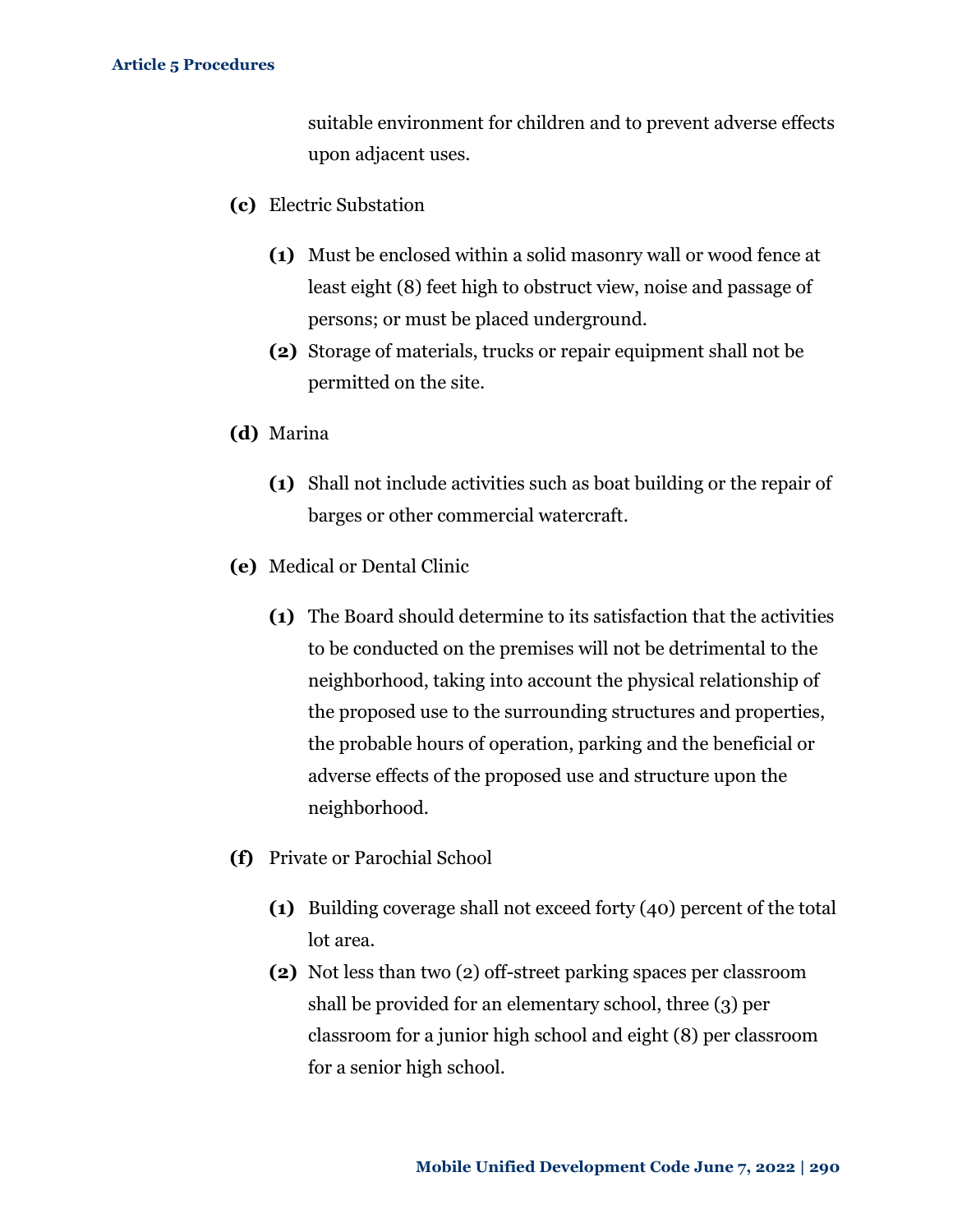suitable environment for children and to prevent adverse effects upon adjacent uses.

**(c)** Electric Substation

- **(1)** Must be enclosed within a solid masonry wall or wood fence at least eight (8) feet high to obstruct view, noise and passage of persons; or must be placed underground.
- **(2)** Storage of materials, trucks or repair equipment shall not be permitted on the site.

**(d)** Marina

- **(1)** Shall not include activities such as boat building or the repair of barges or other commercial watercraft.

**(e)** Medical or Dental Clinic

- **(1)** The Board should determine to its satisfaction that the activities to be conducted on the premises will not be detrimental to the neighborhood, taking into account the physical relationship of the proposed use to the surrounding structures and properties, the probable hours of operation, parking and the beneficial or adverse effects of the proposed use and structure upon the neighborhood.

**(f)** Private or Parochial School

- **(1)** Building coverage shall not exceed forty (40) percent of the total lot area.
- **(2)** Not less than two (2) off-street parking spaces per classroom shall be provided for an elementary school, three (3) per classroom for a junior high school and eight (8) per classroom for a senior high school.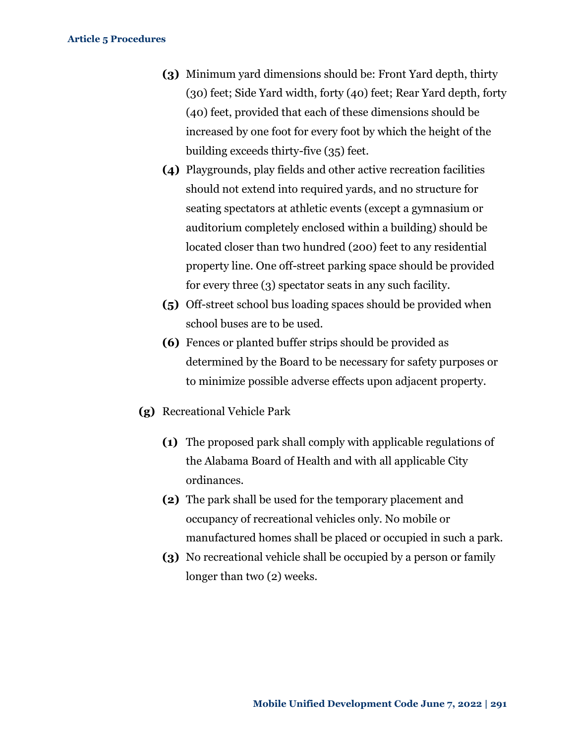**(3)** Minimum yard dimensions should be: Front Yard depth, thirty (30) feet; Side Yard width, forty (40) feet; Rear Yard depth, forty (40) feet, provided that each of these dimensions should be increased by one foot for every foot by which the height of the building exceeds thirty-five (35) feet.

**(4)** Playgrounds, play fields and other active recreation facilities should not extend into required yards, and no structure for seating spectators at athletic events (except a gymnasium or auditorium completely enclosed within a building) should be located closer than two hundred (200) feet to any residential property line. One off-street parking space should be provided for every three (3) spectator seats in any such facility.

**(5)** Off-street school bus loading spaces should be provided when school buses are to be used.

**(6)** Fences or planted buffer strips should be provided as determined by the Board to be necessary for safety purposes or to minimize possible adverse effects upon adjacent property.

**(g)** Recreational Vehicle Park

**(1)** The proposed park shall comply with applicable regulations of the Alabama Board of Health and with all applicable City ordinances.

**(2)** The park shall be used for the temporary placement and occupancy of recreational vehicles only. No mobile or manufactured homes shall be placed or occupied in such a park.

**(3)** No recreational vehicle shall be occupied by a person or family longer than two (2) weeks.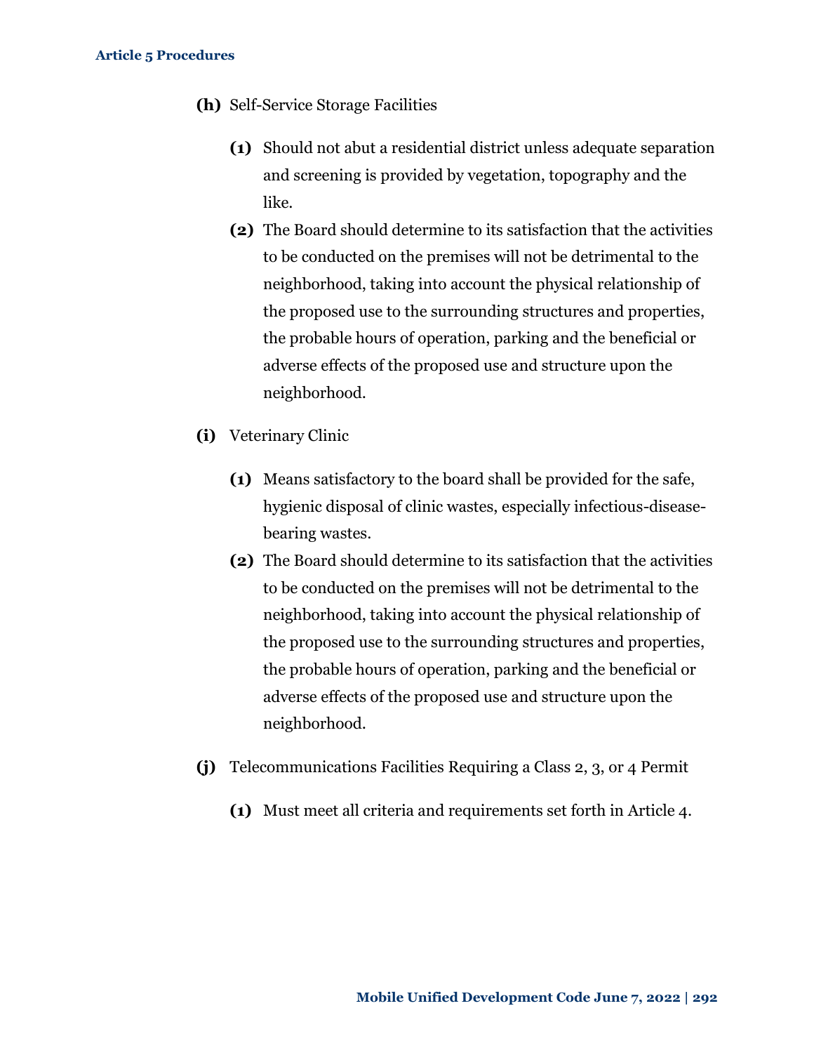**(h)** Self-Service Storage Facilities

**(1)** Should not abut a residential district unless adequate separation and screening is provided by vegetation, topography and the like.

**(2)** The Board should determine to its satisfaction that the activities to be conducted on the premises will not be detrimental to the neighborhood, taking into account the physical relationship of the proposed use to the surrounding structures and properties, the probable hours of operation, parking and the beneficial or adverse effects of the proposed use and structure upon the neighborhood.

**(i)** Veterinary Clinic

**(1)** Means satisfactory to the board shall be provided for the safe, hygienic disposal of clinic wastes, especially infectious-disease-bearing wastes.

**(2)** The Board should determine to its satisfaction that the activities to be conducted on the premises will not be detrimental to the neighborhood, taking into account the physical relationship of the proposed use to the surrounding structures and properties, the probable hours of operation, parking and the beneficial or adverse effects of the proposed use and structure upon the neighborhood.

**(j)** Telecommunications Facilities Requiring a Class 2, 3, or 4 Permit

**(1)** Must meet all criteria and requirements set forth in Article 4.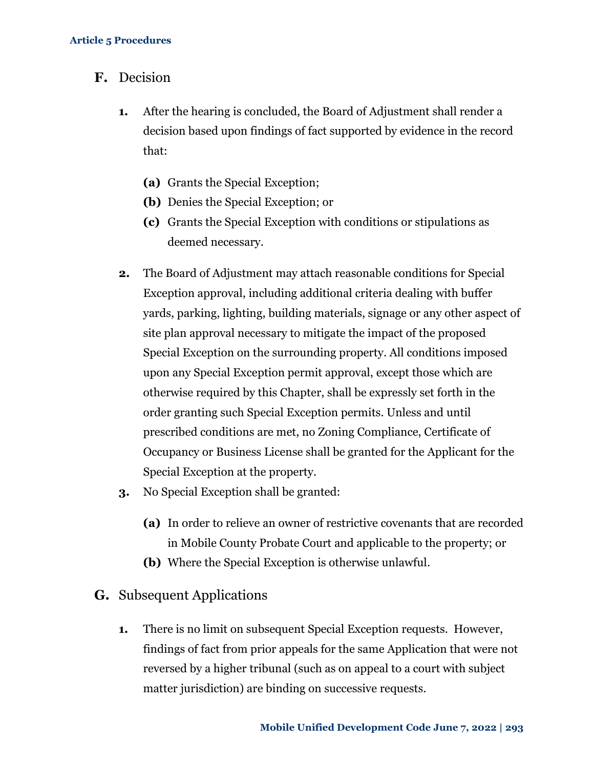## F. Decision

1. After the hearing is concluded, the Board of Adjustment shall render a decision based upon findings of fact supported by evidence in the record that:

   (a) Grants the Special Exception;

   (b) Denies the Special Exception; or

   (c) Grants the Special Exception with conditions or stipulations as deemed necessary.

2. The Board of Adjustment may attach reasonable conditions for Special Exception approval, including additional criteria dealing with buffer yards, parking, lighting, building materials, signage or any other aspect of site plan approval necessary to mitigate the impact of the proposed Special Exception on the surrounding property. All conditions imposed upon any Special Exception permit approval, except those which are otherwise required by this Chapter, shall be expressly set forth in the order granting such Special Exception permits. Unless and until prescribed conditions are met, no Zoning Compliance, Certificate of Occupancy or Business License shall be granted for the Applicant for the Special Exception at the property.

3. No Special Exception shall be granted:

   (a) In order to relieve an owner of restrictive covenants that are recorded in Mobile County Probate Court and applicable to the property; or

   (b) Where the Special Exception is otherwise unlawful.

## G. Subsequent Applications

1. There is no limit on subsequent Special Exception requests. However, findings of fact from prior appeals for the same Application that were not reversed by a higher tribunal (such as on appeal to a court with subject matter jurisdiction) are binding on successive requests.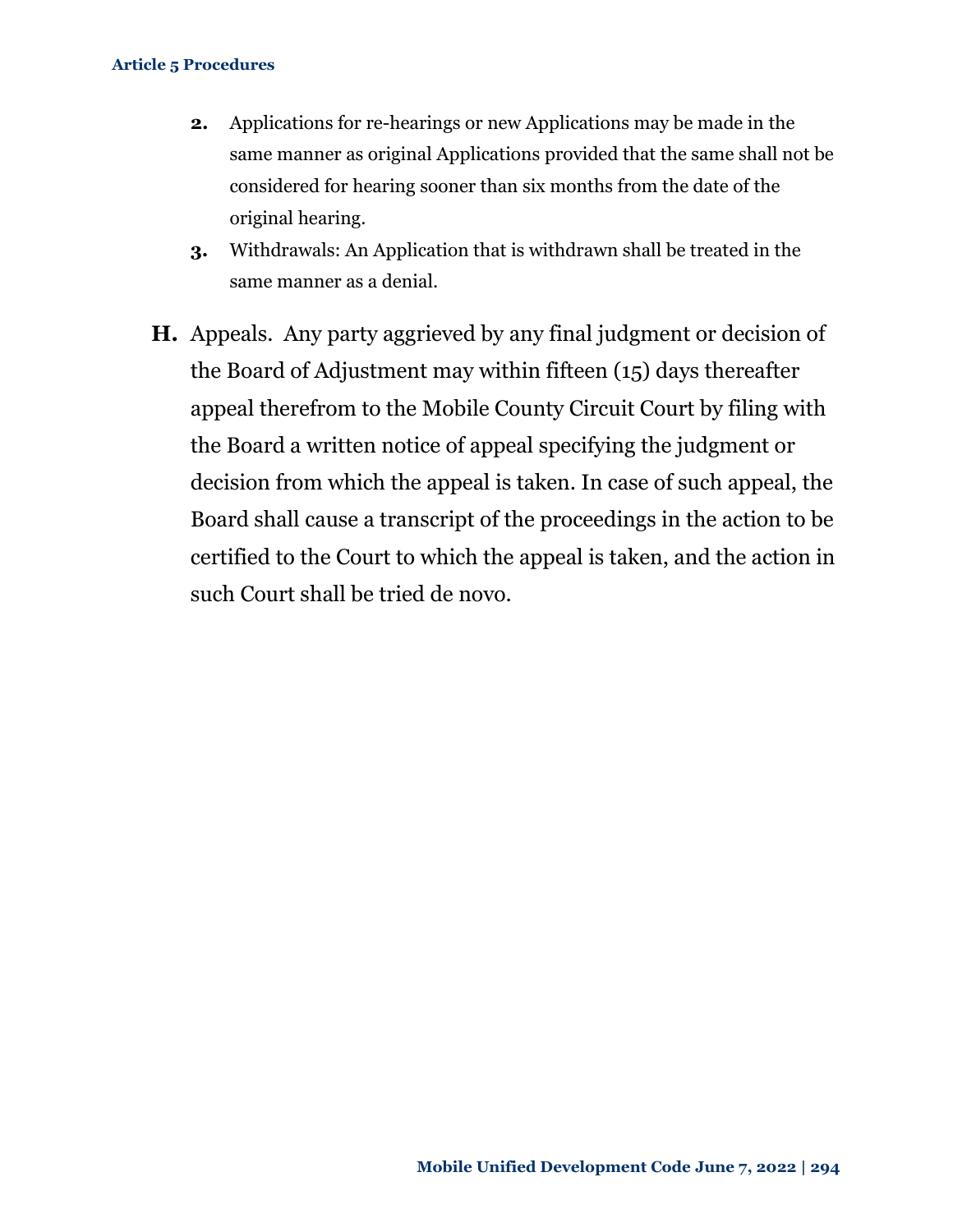2. Applications for re-hearings or new Applications may be made in the same manner as original Applications provided that the same shall not be considered for hearing sooner than six months from the date of the original hearing.
3. Withdrawals: An Application that is withdrawn shall be treated in the same manner as a denial.

**H.** Appeals. Any party aggrieved by any final judgment or decision of the Board of Adjustment may within fifteen (15) days thereafter appeal therefrom to the Mobile County Circuit Court by filing with the Board a written notice of appeal specifying the judgment or decision from which the appeal is taken. In case of such appeal, the Board shall cause a transcript of the proceedings in the action to be certified to the Court to which the appeal is taken, and the action in such Court shall be tried de novo.